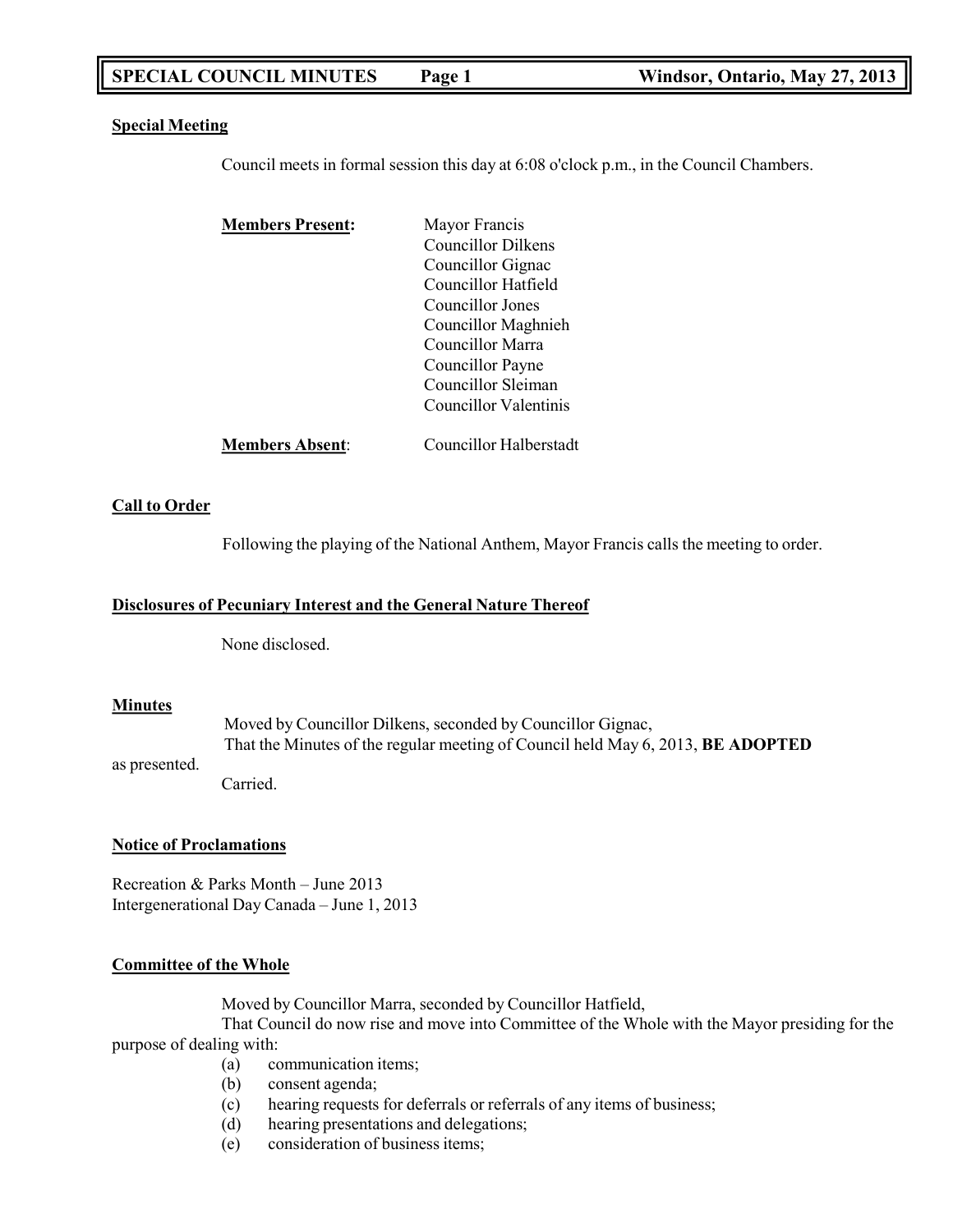# SPECIAL COUNCIL MINUTES — Windsor, Ontario, May 27, 2013

**Special Meeting**

Council meets in formal session this day at 6:08 o'clock p.m., in the Council Chambers.

**Members Present:**

Mayor Francis
Councillor Dilkens
Councillor Gignac
Councillor Hatfield
Councillor Jones
Councillor Maghnieh
Councillor Marra
Councillor Payne
Councillor Sleiman
Councillor Valentinis

**Members Absent**: Councillor Halberstadt

**Call to Order**

Following the playing of the National Anthem, Mayor Francis calls the meeting to order.

**Disclosures of Pecuniary Interest and the General Nature Thereof**

None disclosed.

**Minutes**

Moved by Councillor Dilkens, seconded by Councillor Gignac,
That the Minutes of the regular meeting of Council held May 6, 2013, **BE ADOPTED** as presented.
Carried.

**Notice of Proclamations**

Recreation & Parks Month – June 2013
Intergenerational Day Canada – June 1, 2013

**Committee of the Whole**

Moved by Councillor Marra, seconded by Councillor Hatfield,
That Council do now rise and move into Committee of the Whole with the Mayor presiding for the purpose of dealing with:

(a) communication items;
(b) consent agenda;
(c) hearing requests for deferrals or referrals of any items of business;
(d) hearing presentations and delegations;
(e) consideration of business items;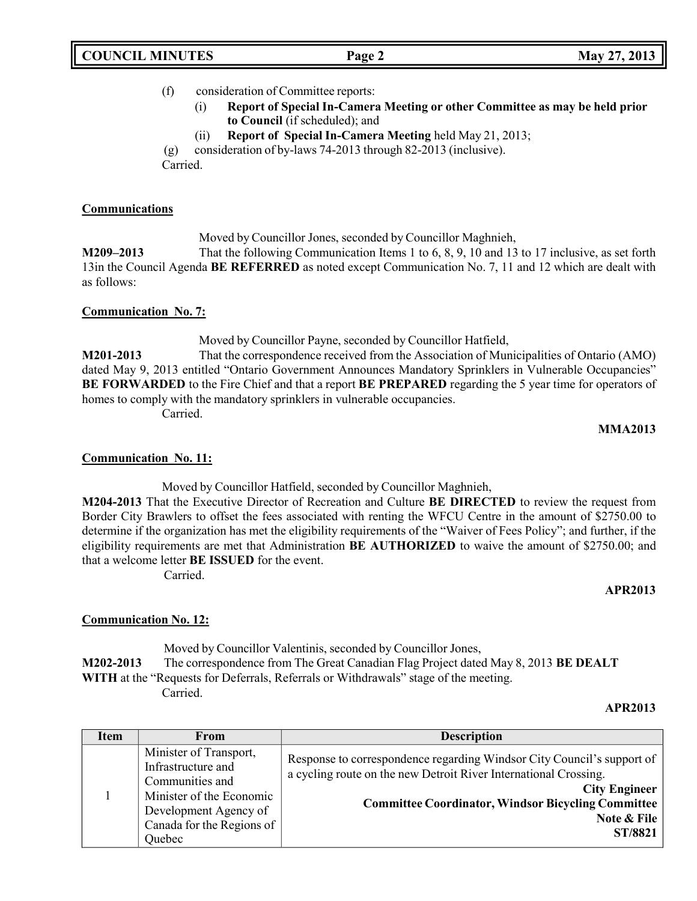(f) consideration of Committee reports:

(i) **Report of Special In-Camera Meeting or other Committee as may be held prior to Council** (if scheduled); and

(ii) **Report of Special In-Camera Meeting** held May 21, 2013;

(g) consideration of by-laws 74-2013 through 82-2013 (inclusive).

Carried.

**Communications**

Moved by Councillor Jones, seconded by Councillor Maghnieh,

**M209–2013** That the following Communication Items 1 to 6, 8, 9, 10 and 13 to 17 inclusive, as set forth 13in the Council Agenda **BE REFERRED** as noted except Communication No. 7, 11 and 12 which are dealt with as follows:

**Communication No. 7:**

Moved by Councillor Payne, seconded by Councillor Hatfield,

**M201-2013** That the correspondence received from the Association of Municipalities of Ontario (AMO) dated May 9, 2013 entitled "Ontario Government Announces Mandatory Sprinklers in Vulnerable Occupancies" **BE FORWARDED** to the Fire Chief and that a report **BE PREPARED** regarding the 5 year time for operators of homes to comply with the mandatory sprinklers in vulnerable occupancies.

Carried.

**MMA2013**

**Communication No. 11:**

Moved by Councillor Hatfield, seconded by Councillor Maghnieh,

**M204-2013** That the Executive Director of Recreation and Culture **BE DIRECTED** to review the request from Border City Brawlers to offset the fees associated with renting the WFCU Centre in the amount of $2750.00 to determine if the organization has met the eligibility requirements of the "Waiver of Fees Policy"; and further, if the eligibility requirements are met that Administration **BE AUTHORIZED** to waive the amount of $2750.00; and that a welcome letter **BE ISSUED** for the event.

Carried.

**APR2013**

**Communication No. 12:**

Moved by Councillor Valentinis, seconded by Councillor Jones,

**M202-2013** The correspondence from The Great Canadian Flag Project dated May 8, 2013 **BE DEALT WITH** at the "Requests for Deferrals, Referrals or Withdrawals" stage of the meeting.

Carried.

**APR2013**

| Item | From | Description |
|---|---|---|
| 1 | Minister of Transport, Infrastructure and Communities and Minister of the Economic Development Agency of Canada for the Regions of Quebec | Response to correspondence regarding Windsor City Council's support of a cycling route on the new Detroit River International Crossing. **City Engineer** **Committee Coordinator, Windsor Bicycling Committee** **Note & File** **ST/8821** |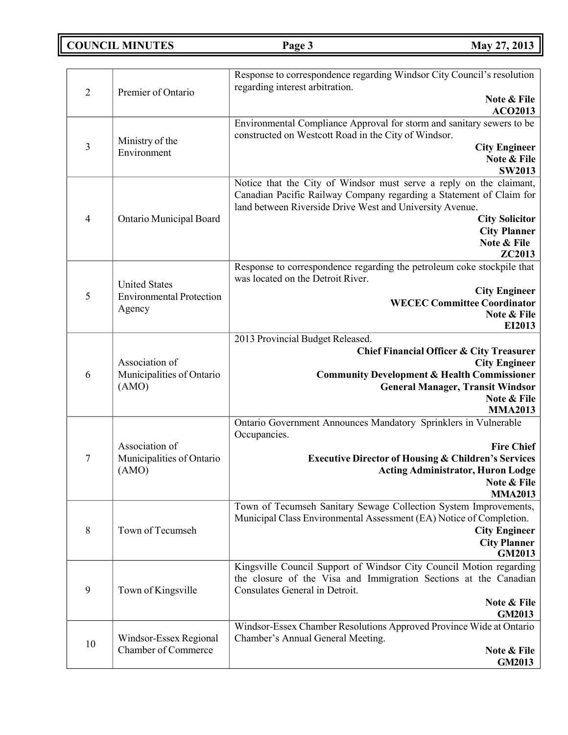| | | |
|---|---|---|
| 2 | Premier of Ontario | Response to correspondence regarding Windsor City Council's resolution regarding interest arbitration.<br>**Note & File**<br>**ACO2013** |
| 3 | Ministry of the Environment | Environmental Compliance Approval for storm and sanitary sewers to be constructed on Westcott Road in the City of Windsor.<br>**City Engineer**<br>**Note & File**<br>**SW2013** |
| 4 | Ontario Municipal Board | Notice that the City of Windsor must serve a reply on the claimant, Canadian Pacific Railway Company regarding a Statement of Claim for land between Riverside Drive West and University Avenue.<br>**City Solicitor**<br>**City Planner**<br>**Note & File**<br>**ZC2013** |
| 5 | United States Environmental Protection Agency | Response to correspondence regarding the petroleum coke stockpile that was located on the Detroit River.<br>**City Engineer**<br>**WECEC Committee Coordinator**<br>**Note & File**<br>**EI2013** |
| 6 | Association of Municipalities of Ontario (AMO) | 2013 Provincial Budget Released.<br>**Chief Financial Officer & City Treasurer**<br>**City Engineer**<br>**Community Development & Health Commissioner**<br>**General Manager, Transit Windsor**<br>**Note & File**<br>**MMA2013** |
| 7 | Association of Municipalities of Ontario (AMO) | Ontario Government Announces Mandatory Sprinklers in Vulnerable Occupancies.<br>**Fire Chief**<br>**Executive Director of Housing & Children's Services**<br>**Acting Administrator, Huron Lodge**<br>**Note & File**<br>**MMA2013** |
| 8 | Town of Tecumseh | Town of Tecumseh Sanitary Sewage Collection System Improvements, Municipal Class Environmental Assessment (EA) Notice of Completion.<br>**City Engineer**<br>**City Planner**<br>**GM2013** |
| 9 | Town of Kingsville | Kingsville Council Support of Windsor City Council Motion regarding the closure of the Visa and Immigration Sections at the Canadian Consulates General in Detroit.<br>**Note & File**<br>**GM2013** |
| 10 | Windsor-Essex Regional Chamber of Commerce | Windsor-Essex Chamber Resolutions Approved Province Wide at Ontario Chamber's Annual General Meeting.<br>**Note & File**<br>**GM2013** |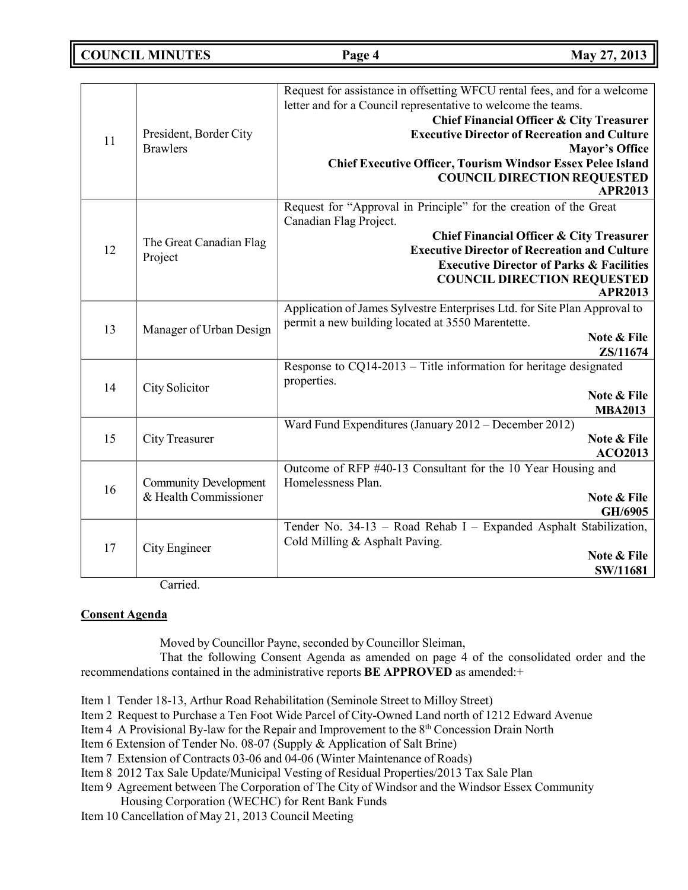| | | |
|---|---|---|
| 11 | President, Border City Brawlers | Request for assistance in offsetting WFCU rental fees, and for a welcome letter and for a Council representative to welcome the teams.<br>**Chief Financial Officer & City Treasurer**<br>**Executive Director of Recreation and Culture**<br>**Mayor's Office**<br>**Chief Executive Officer, Tourism Windsor Essex Pelee Island**<br>**COUNCIL DIRECTION REQUESTED**<br>**APR2013** |
| 12 | The Great Canadian Flag Project | Request for "Approval in Principle" for the creation of the Great Canadian Flag Project.<br>**Chief Financial Officer & City Treasurer**<br>**Executive Director of Recreation and Culture**<br>**Executive Director of Parks & Facilities**<br>**COUNCIL DIRECTION REQUESTED**<br>**APR2013** |
| 13 | Manager of Urban Design | Application of James Sylvestre Enterprises Ltd. for Site Plan Approval to permit a new building located at 3550 Marentette.<br>**Note & File**<br>**ZS/11674** |
| 14 | City Solicitor | Response to CQ14-2013 – Title information for heritage designated properties.<br>**Note & File**<br>**MBA2013** |
| 15 | City Treasurer | Ward Fund Expenditures (January 2012 – December 2012)<br>**Note & File**<br>**ACO2013** |
| 16 | Community Development & Health Commissioner | Outcome of RFP #40-13 Consultant for the 10 Year Housing and Homelessness Plan.<br>**Note & File**<br>**GH/6905** |
| 17 | City Engineer | Tender No. 34-13 – Road Rehab I – Expanded Asphalt Stabilization, Cold Milling & Asphalt Paving.<br>**Note & File**<br>**SW/11681** |

Carried.

## Consent Agenda

Moved by Councillor Payne, seconded by Councillor Sleiman,

That the following Consent Agenda as amended on page 4 of the consolidated order and the recommendations contained in the administrative reports **BE APPROVED** as amended:+

Item 1 Tender 18-13, Arthur Road Rehabilitation (Seminole Street to Milloy Street)
Item 2 Request to Purchase a Ten Foot Wide Parcel of City-Owned Land north of 1212 Edward Avenue
Item 4 A Provisional By-law for the Repair and Improvement to the 8th Concession Drain North
Item 6 Extension of Tender No. 08-07 (Supply & Application of Salt Brine)
Item 7 Extension of Contracts 03-06 and 04-06 (Winter Maintenance of Roads)
Item 8 2012 Tax Sale Update/Municipal Vesting of Residual Properties/2013 Tax Sale Plan
Item 9 Agreement between The Corporation of The City of Windsor and the Windsor Essex Community Housing Corporation (WECHC) for Rent Bank Funds
Item 10 Cancellation of May 21, 2013 Council Meeting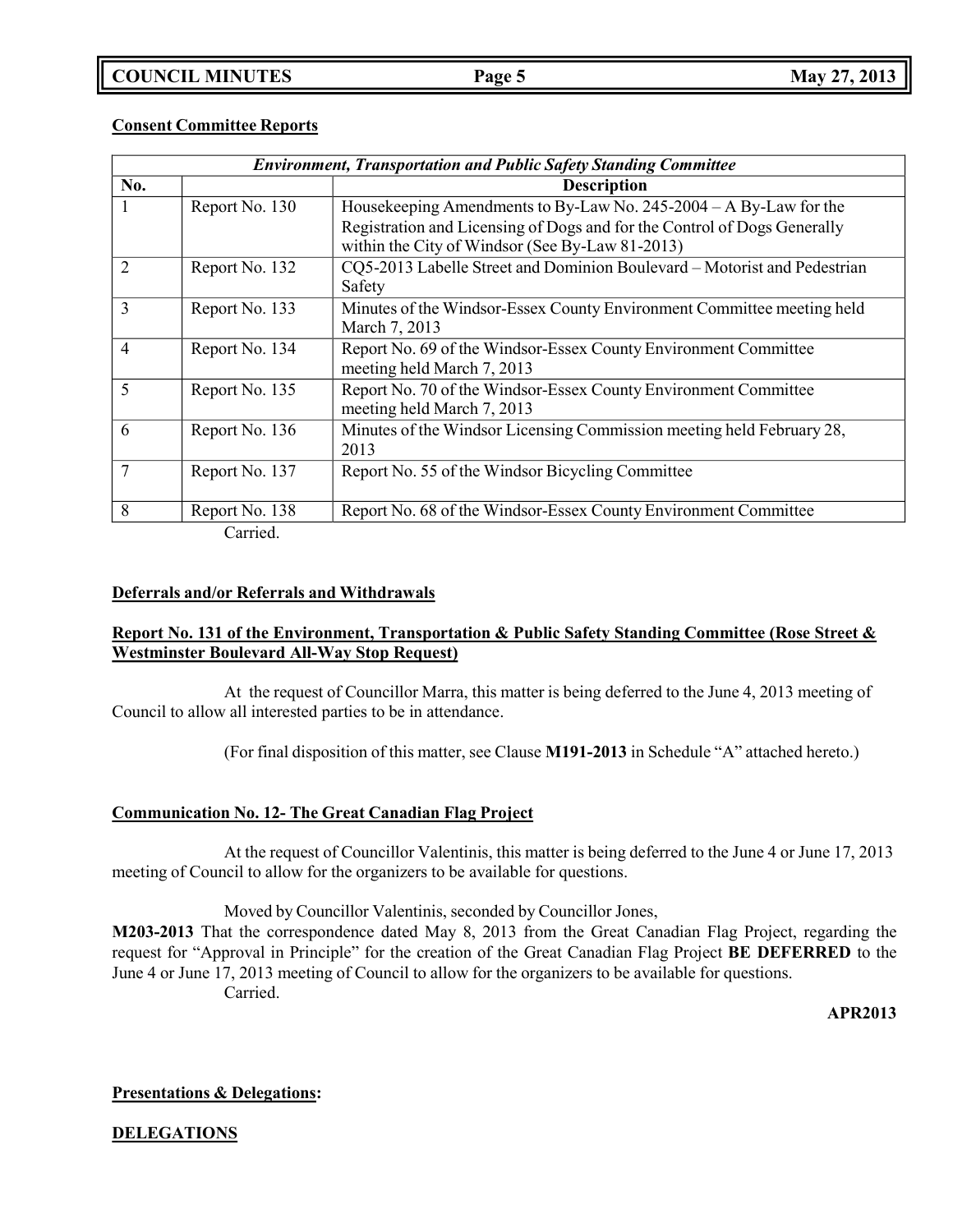**Consent Committee Reports**

| *Environment, Transportation and Public Safety Standing Committee* | | |
|---|---|---|
| **No.** | | **Description** |
| 1 | Report No. 130 | Housekeeping Amendments to By-Law No. 245-2004 – A By-Law for the Registration and Licensing of Dogs and for the Control of Dogs Generally within the City of Windsor (See By-Law 81-2013) |
| 2 | Report No. 132 | CQ5-2013 Labelle Street and Dominion Boulevard – Motorist and Pedestrian Safety |
| 3 | Report No. 133 | Minutes of the Windsor-Essex County Environment Committee meeting held March 7, 2013 |
| 4 | Report No. 134 | Report No. 69 of the Windsor-Essex County Environment Committee meeting held March 7, 2013 |
| 5 | Report No. 135 | Report No. 70 of the Windsor-Essex County Environment Committee meeting held March 7, 2013 |
| 6 | Report No. 136 | Minutes of the Windsor Licensing Commission meeting held February 28, 2013 |
| 7 | Report No. 137 | Report No. 55 of the Windsor Bicycling Committee |
| 8 | Report No. 138 | Report No. 68 of the Windsor-Essex County Environment Committee |

Carried.

**Deferrals and/or Referrals and Withdrawals**

**Report No. 131 of the Environment, Transportation & Public Safety Standing Committee (Rose Street & Westminster Boulevard All-Way Stop Request)**

At the request of Councillor Marra, this matter is being deferred to the June 4, 2013 meeting of Council to allow all interested parties to be in attendance.

(For final disposition of this matter, see Clause **M191-2013** in Schedule "A" attached hereto.)

**Communication No. 12- The Great Canadian Flag Project**

At the request of Councillor Valentinis, this matter is being deferred to the June 4 or June 17, 2013 meeting of Council to allow for the organizers to be available for questions.

Moved by Councillor Valentinis, seconded by Councillor Jones,

**M203-2013** That the correspondence dated May 8, 2013 from the Great Canadian Flag Project, regarding the request for "Approval in Principle" for the creation of the Great Canadian Flag Project **BE DEFERRED** to the June 4 or June 17, 2013 meeting of Council to allow for the organizers to be available for questions.

Carried.

**APR2013**

**Presentations & Delegations:**

**DELEGATIONS**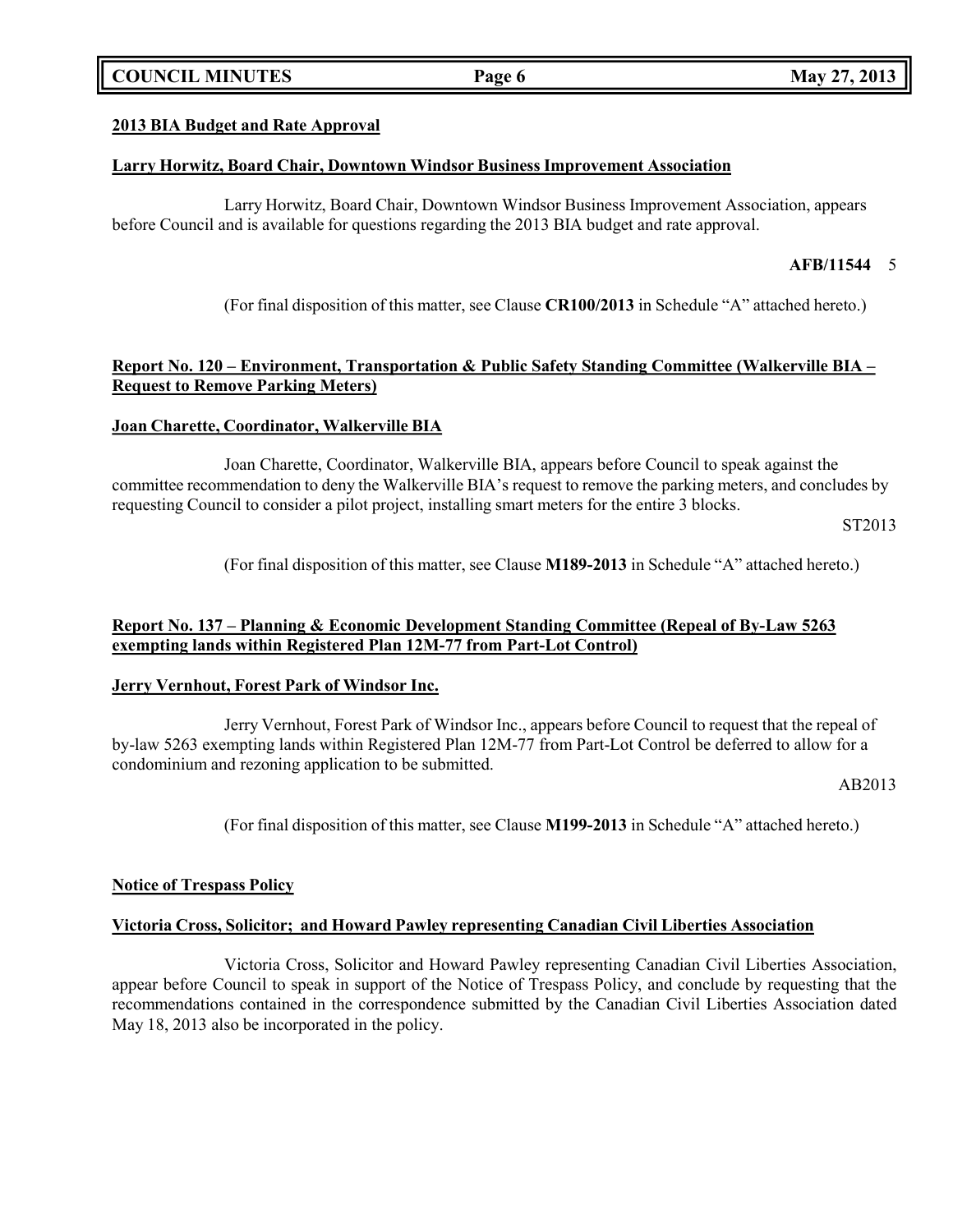**2013 BIA Budget and Rate Approval**

**Larry Horwitz, Board Chair, Downtown Windsor Business Improvement Association**

Larry Horwitz, Board Chair, Downtown Windsor Business Improvement Association, appears before Council and is available for questions regarding the 2013 BIA budget and rate approval.

**AFB/11544** 5

(For final disposition of this matter, see Clause **CR100/2013** in Schedule "A" attached hereto.)

**Report No. 120 – Environment, Transportation & Public Safety Standing Committee (Walkerville BIA – Request to Remove Parking Meters)**

**Joan Charette, Coordinator, Walkerville BIA**

Joan Charette, Coordinator, Walkerville BIA, appears before Council to speak against the committee recommendation to deny the Walkerville BIA's request to remove the parking meters, and concludes by requesting Council to consider a pilot project, installing smart meters for the entire 3 blocks.

ST2013

(For final disposition of this matter, see Clause **M189-2013** in Schedule "A" attached hereto.)

**Report No. 137 – Planning & Economic Development Standing Committee (Repeal of By-Law 5263 exempting lands within Registered Plan 12M-77 from Part-Lot Control)**

**Jerry Vernhout, Forest Park of Windsor Inc.**

Jerry Vernhout, Forest Park of Windsor Inc., appears before Council to request that the repeal of by-law 5263 exempting lands within Registered Plan 12M-77 from Part-Lot Control be deferred to allow for a condominium and rezoning application to be submitted.

AB2013

(For final disposition of this matter, see Clause **M199-2013** in Schedule "A" attached hereto.)

**Notice of Trespass Policy**

**Victoria Cross, Solicitor; and Howard Pawley representing Canadian Civil Liberties Association**

Victoria Cross, Solicitor and Howard Pawley representing Canadian Civil Liberties Association, appear before Council to speak in support of the Notice of Trespass Policy, and conclude by requesting that the recommendations contained in the correspondence submitted by the Canadian Civil Liberties Association dated May 18, 2013 also be incorporated in the policy.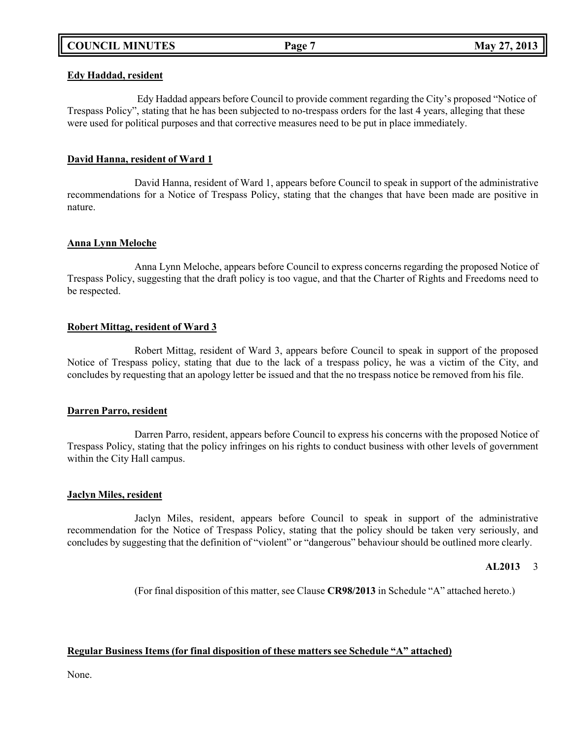**Edy Haddad, resident**

Edy Haddad appears before Council to provide comment regarding the City's proposed "Notice of Trespass Policy", stating that he has been subjected to no-trespass orders for the last 4 years, alleging that these were used for political purposes and that corrective measures need to be put in place immediately.

**David Hanna, resident of Ward 1**

David Hanna, resident of Ward 1, appears before Council to speak in support of the administrative recommendations for a Notice of Trespass Policy, stating that the changes that have been made are positive in nature.

**Anna Lynn Meloche**

Anna Lynn Meloche, appears before Council to express concerns regarding the proposed Notice of Trespass Policy, suggesting that the draft policy is too vague, and that the Charter of Rights and Freedoms need to be respected.

**Robert Mittag, resident of Ward 3**

Robert Mittag, resident of Ward 3, appears before Council to speak in support of the proposed Notice of Trespass policy, stating that due to the lack of a trespass policy, he was a victim of the City, and concludes by requesting that an apology letter be issued and that the no trespass notice be removed from his file.

**Darren Parro, resident**

Darren Parro, resident, appears before Council to express his concerns with the proposed Notice of Trespass Policy, stating that the policy infringes on his rights to conduct business with other levels of government within the City Hall campus.

**Jaclyn Miles, resident**

Jaclyn Miles, resident, appears before Council to speak in support of the administrative recommendation for the Notice of Trespass Policy, stating that the policy should be taken very seriously, and concludes by suggesting that the definition of "violent" or "dangerous" behaviour should be outlined more clearly.

**AL2013** 3

(For final disposition of this matter, see Clause **CR98/2013** in Schedule "A" attached hereto.)

**Regular Business Items (for final disposition of these matters see Schedule "A" attached)**

None.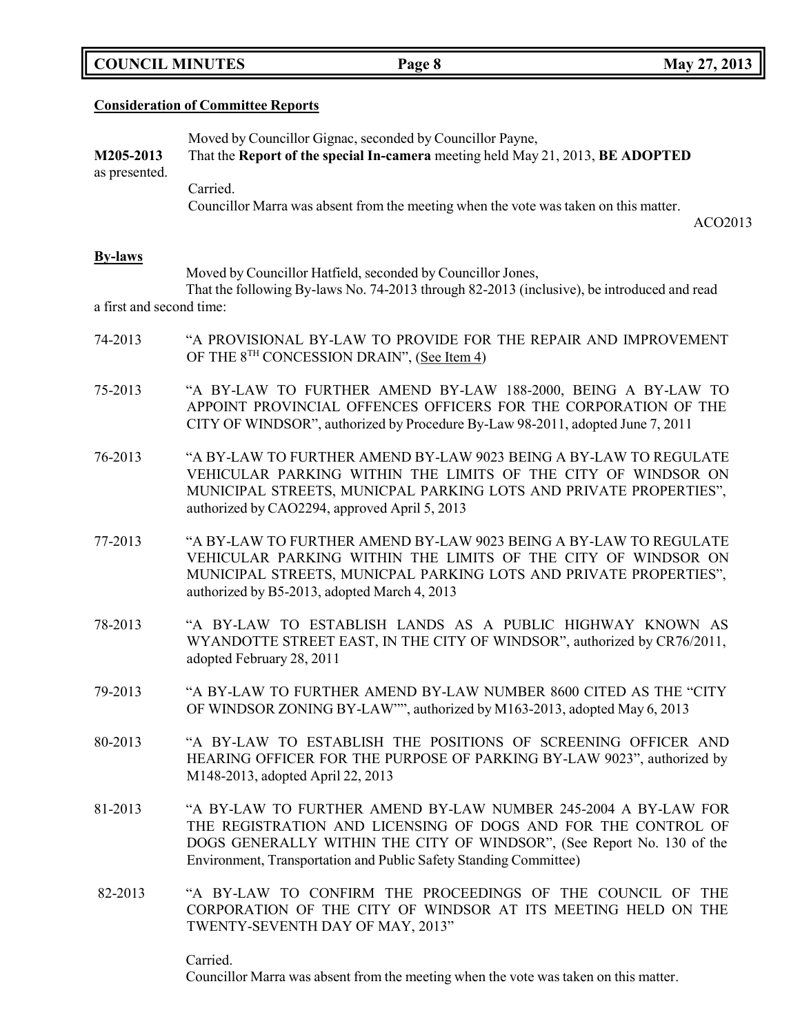## Consideration of Committee Reports

Moved by Councillor Gignac, seconded by Councillor Payne,

**M205-2013** That the **Report of the special In-camera** meeting held May 21, 2013, **BE ADOPTED** as presented.

Carried.

Councillor Marra was absent from the meeting when the vote was taken on this matter.

ACO2013

## By-laws

Moved by Councillor Hatfield, seconded by Councillor Jones,

That the following By-laws No. 74-2013 through 82-2013 (inclusive), be introduced and read a first and second time:

74-2013 "A PROVISIONAL BY-LAW TO PROVIDE FOR THE REPAIR AND IMPROVEMENT OF THE 8TH CONCESSION DRAIN", (See Item 4)

75-2013 "A BY-LAW TO FURTHER AMEND BY-LAW 188-2000, BEING A BY-LAW TO APPOINT PROVINCIAL OFFENCES OFFICERS FOR THE CORPORATION OF THE CITY OF WINDSOR", authorized by Procedure By-Law 98-2011, adopted June 7, 2011

76-2013 "A BY-LAW TO FURTHER AMEND BY-LAW 9023 BEING A BY-LAW TO REGULATE VEHICULAR PARKING WITHIN THE LIMITS OF THE CITY OF WINDSOR ON MUNICIPAL STREETS, MUNICPAL PARKING LOTS AND PRIVATE PROPERTIES", authorized by CAO2294, approved April 5, 2013

77-2013 "A BY-LAW TO FURTHER AMEND BY-LAW 9023 BEING A BY-LAW TO REGULATE VEHICULAR PARKING WITHIN THE LIMITS OF THE CITY OF WINDSOR ON MUNICIPAL STREETS, MUNICPAL PARKING LOTS AND PRIVATE PROPERTIES", authorized by B5-2013, adopted March 4, 2013

78-2013 "A BY-LAW TO ESTABLISH LANDS AS A PUBLIC HIGHWAY KNOWN AS WYANDOTTE STREET EAST, IN THE CITY OF WINDSOR", authorized by CR76/2011, adopted February 28, 2011

79-2013 "A BY-LAW TO FURTHER AMEND BY-LAW NUMBER 8600 CITED AS THE "CITY OF WINDSOR ZONING BY-LAW"", authorized by M163-2013, adopted May 6, 2013

80-2013 "A BY-LAW TO ESTABLISH THE POSITIONS OF SCREENING OFFICER AND HEARING OFFICER FOR THE PURPOSE OF PARKING BY-LAW 9023", authorized by M148-2013, adopted April 22, 2013

81-2013 "A BY-LAW TO FURTHER AMEND BY-LAW NUMBER 245-2004 A BY-LAW FOR THE REGISTRATION AND LICENSING OF DOGS AND FOR THE CONTROL OF DOGS GENERALLY WITHIN THE CITY OF WINDSOR", (See Report No. 130 of the Environment, Transportation and Public Safety Standing Committee)

82-2013 "A BY-LAW TO CONFIRM THE PROCEEDINGS OF THE COUNCIL OF THE CORPORATION OF THE CITY OF WINDSOR AT ITS MEETING HELD ON THE TWENTY-SEVENTH DAY OF MAY, 2013"

Carried.

Councillor Marra was absent from the meeting when the vote was taken on this matter.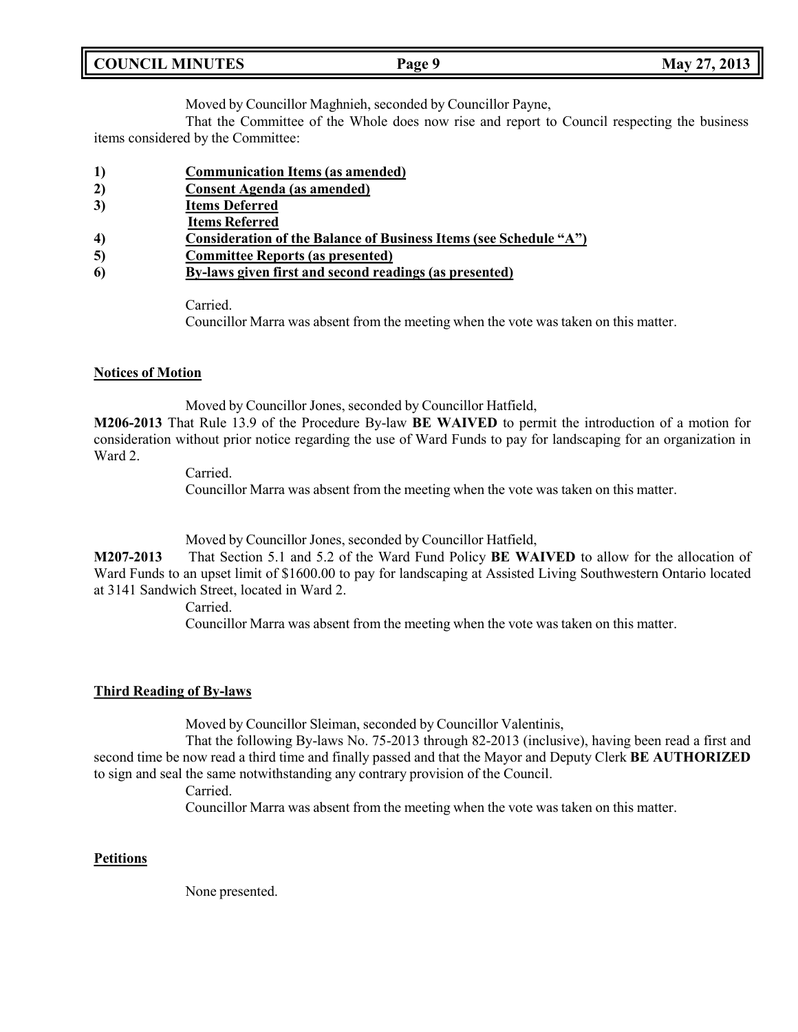Moved by Councillor Maghnieh, seconded by Councillor Payne,

That the Committee of the Whole does now rise and report to Council respecting the business items considered by the Committee:

1) **Communication Items (as amended)**
2) **Consent Agenda (as amended)**
3) **Items Deferred**
   **Items Referred**
4) **Consideration of the Balance of Business Items (see Schedule "A")**
5) **Committee Reports (as presented)**
6) **By-laws given first and second readings (as presented)**

Carried.

Councillor Marra was absent from the meeting when the vote was taken on this matter.

**Notices of Motion**

Moved by Councillor Jones, seconded by Councillor Hatfield,

**M206-2013** That Rule 13.9 of the Procedure By-law **BE WAIVED** to permit the introduction of a motion for consideration without prior notice regarding the use of Ward Funds to pay for landscaping for an organization in Ward 2.

Carried.

Councillor Marra was absent from the meeting when the vote was taken on this matter.

Moved by Councillor Jones, seconded by Councillor Hatfield,

**M207-2013** That Section 5.1 and 5.2 of the Ward Fund Policy **BE WAIVED** to allow for the allocation of Ward Funds to an upset limit of $1600.00 to pay for landscaping at Assisted Living Southwestern Ontario located at 3141 Sandwich Street, located in Ward 2.

Carried.

Councillor Marra was absent from the meeting when the vote was taken on this matter.

**Third Reading of By-laws**

Moved by Councillor Sleiman, seconded by Councillor Valentinis,

That the following By-laws No. 75-2013 through 82-2013 (inclusive), having been read a first and second time be now read a third time and finally passed and that the Mayor and Deputy Clerk **BE AUTHORIZED** to sign and seal the same notwithstanding any contrary provision of the Council.

Carried.

Councillor Marra was absent from the meeting when the vote was taken on this matter.

**Petitions**

None presented.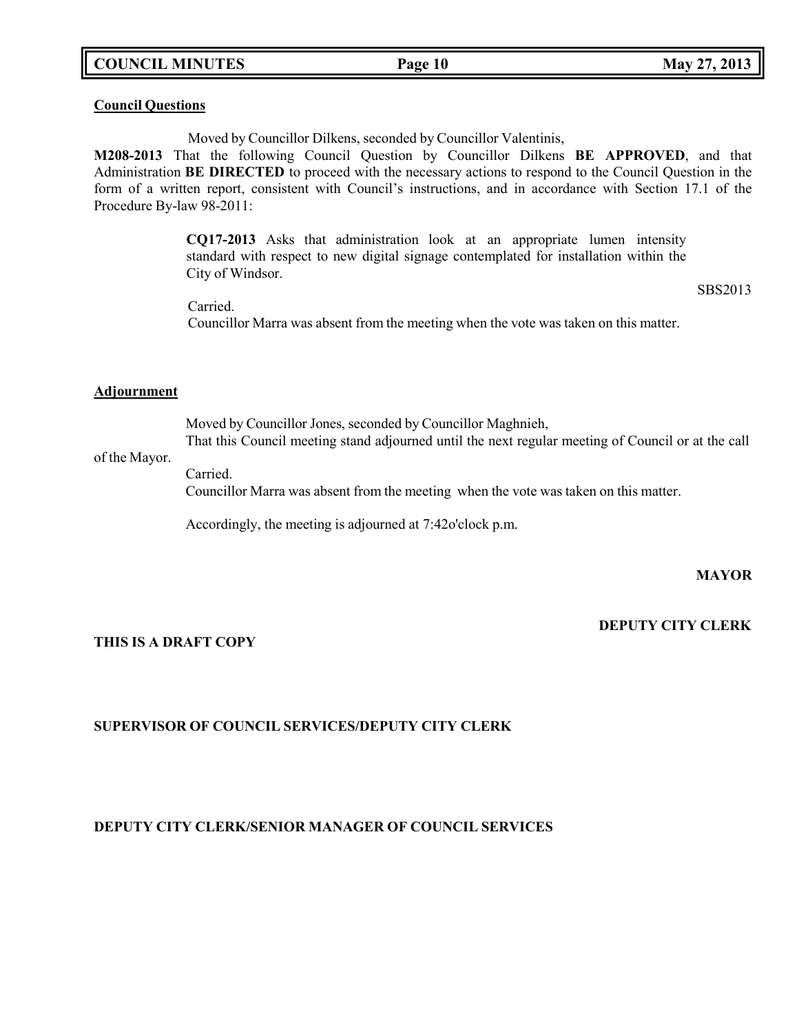**Council Questions**

Moved by Councillor Dilkens, seconded by Councillor Valentinis,

**M208-2013** That the following Council Question by Councillor Dilkens **BE APPROVED**, and that Administration **BE DIRECTED** to proceed with the necessary actions to respond to the Council Question in the form of a written report, consistent with Council's instructions, and in accordance with Section 17.1 of the Procedure By-law 98-2011:

> **CQ17-2013** Asks that administration look at an appropriate lumen intensity standard with respect to new digital signage contemplated for installation within the City of Windsor.

SBS2013

Carried.

Councillor Marra was absent from the meeting when the vote was taken on this matter.

**Adjournment**

Moved by Councillor Jones, seconded by Councillor Maghnieh,

That this Council meeting stand adjourned until the next regular meeting of Council or at the call of the Mayor.

Carried.

Councillor Marra was absent from the meeting when the vote was taken on this matter.

Accordingly, the meeting is adjourned at 7:42o'clock p.m.

**MAYOR**

**DEPUTY CITY CLERK**

**THIS IS A DRAFT COPY**

**SUPERVISOR OF COUNCIL SERVICES/DEPUTY CITY CLERK**

**DEPUTY CITY CLERK/SENIOR MANAGER OF COUNCIL SERVICES**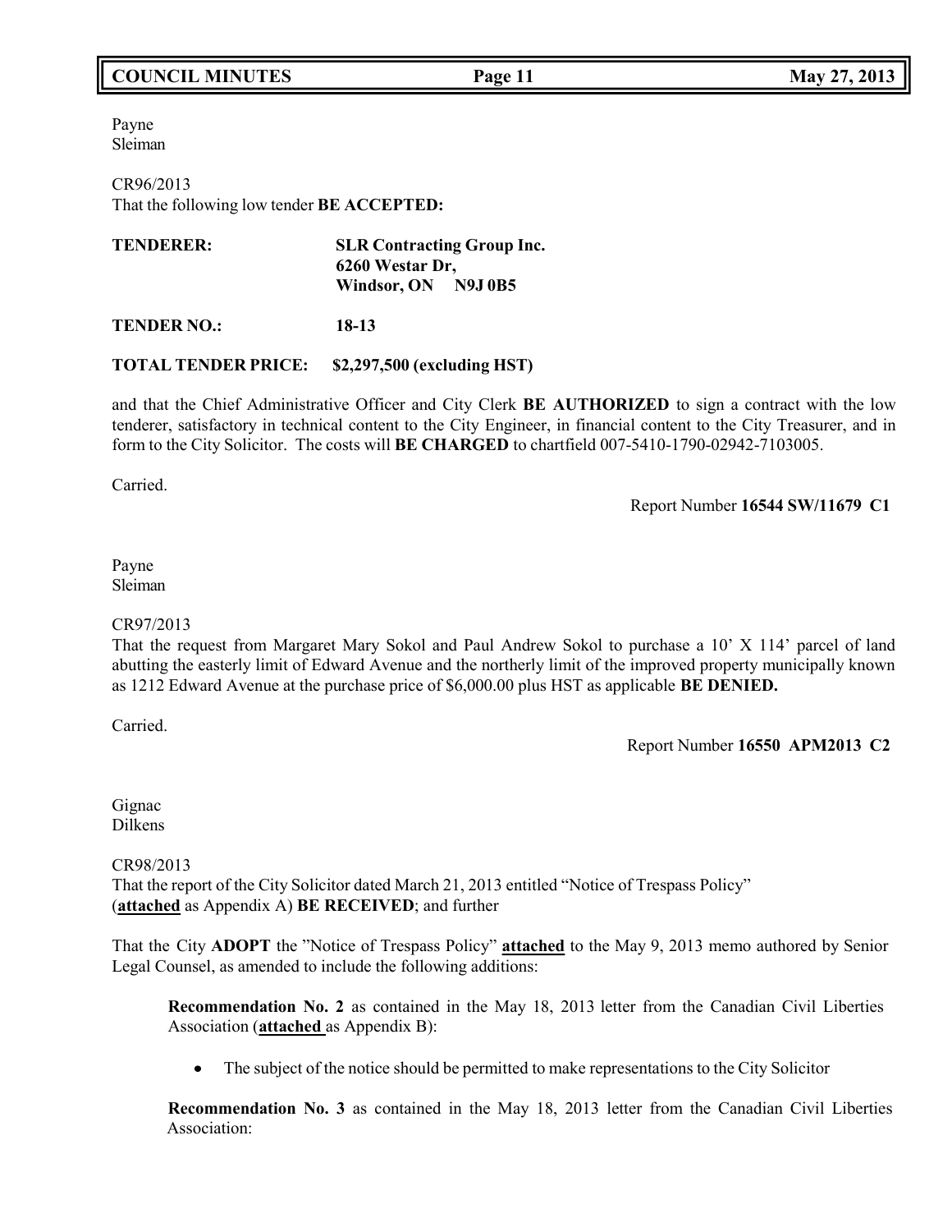Payne
Sleiman

CR96/2013
That the following low tender **BE ACCEPTED:**

**TENDERER:** **SLR Contracting Group Inc.**
**6260 Westar Dr,**
**Windsor, ON N9J 0B5**

**TENDER NO.:** **18-13**

**TOTAL TENDER PRICE:** **$2,297,500 (excluding HST)**

and that the Chief Administrative Officer and City Clerk **BE AUTHORIZED** to sign a contract with the low tenderer, satisfactory in technical content to the City Engineer, in financial content to the City Treasurer, and in form to the City Solicitor. The costs will **BE CHARGED** to chartfield 007-5410-1790-02942-7103005.

Carried.

Report Number **16544 SW/11679 C1**

Payne
Sleiman

CR97/2013
That the request from Margaret Mary Sokol and Paul Andrew Sokol to purchase a 10' X 114' parcel of land abutting the easterly limit of Edward Avenue and the northerly limit of the improved property municipally known as 1212 Edward Avenue at the purchase price of $6,000.00 plus HST as applicable **BE DENIED.**

Carried.

Report Number **16550 APM2013 C2**

Gignac
Dilkens

CR98/2013
That the report of the City Solicitor dated March 21, 2013 entitled "Notice of Trespass Policy" (**attached** as Appendix A) **BE RECEIVED**; and further

That the City **ADOPT** the "Notice of Trespass Policy" **attached** to the May 9, 2013 memo authored by Senior Legal Counsel, as amended to include the following additions:

> **Recommendation No. 2** as contained in the May 18, 2013 letter from the Canadian Civil Liberties Association (**attached** as Appendix B):
>
> - The subject of the notice should be permitted to make representations to the City Solicitor
>
> **Recommendation No. 3** as contained in the May 18, 2013 letter from the Canadian Civil Liberties Association: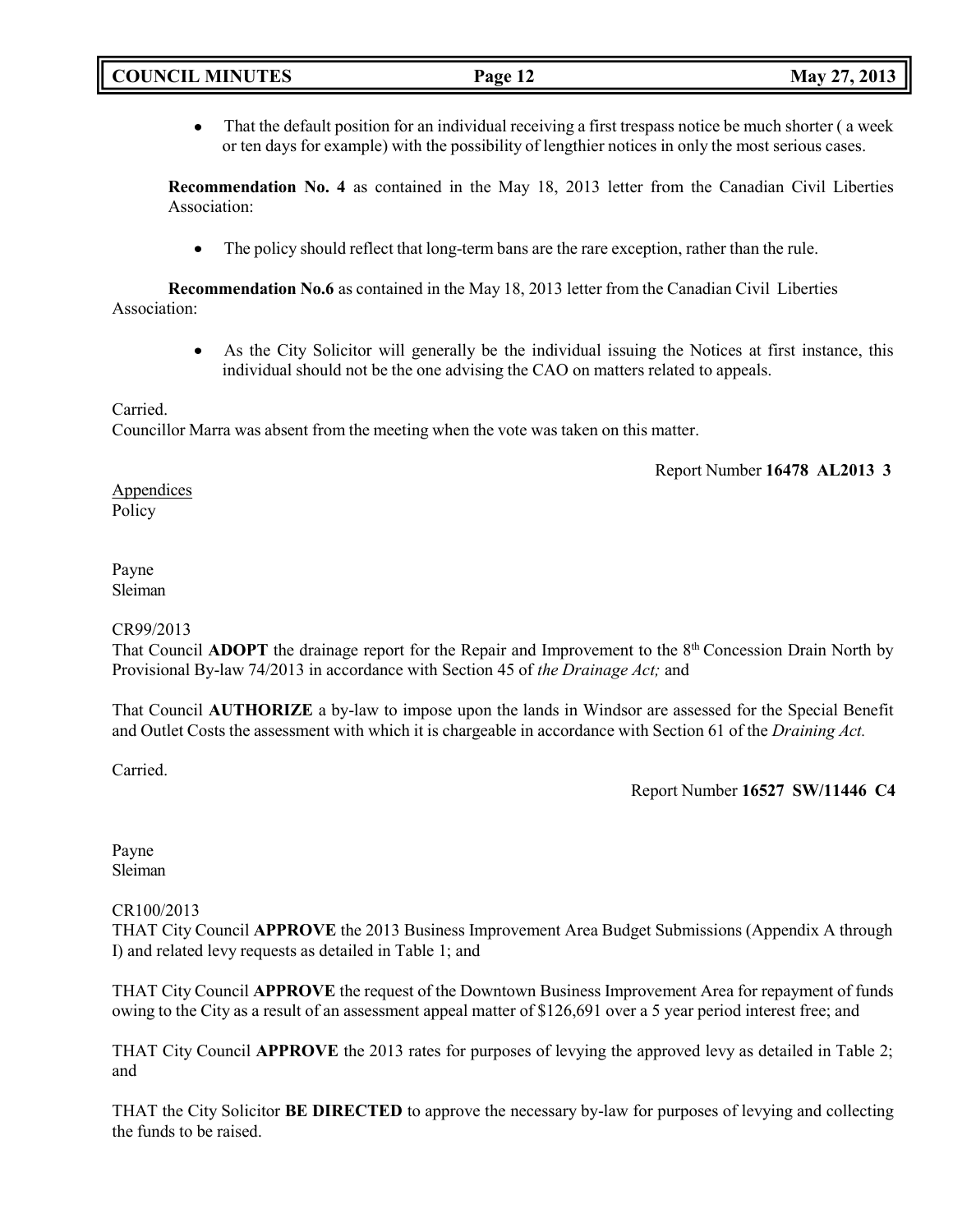- That the default position for an individual receiving a first trespass notice be much shorter ( a week or ten days for example) with the possibility of lengthier notices in only the most serious cases.

**Recommendation No. 4** as contained in the May 18, 2013 letter from the Canadian Civil Liberties Association:

- The policy should reflect that long-term bans are the rare exception, rather than the rule.

**Recommendation No.6** as contained in the May 18, 2013 letter from the Canadian Civil Liberties Association:

- As the City Solicitor will generally be the individual issuing the Notices at first instance, this individual should not be the one advising the CAO on matters related to appeals.

Carried.
Councillor Marra was absent from the meeting when the vote was taken on this matter.

Report Number **16478 AL2013 3**

Appendices
Policy

Payne
Sleiman

CR99/2013
That Council **ADOPT** the drainage report for the Repair and Improvement to the 8th Concession Drain North by Provisional By-law 74/2013 in accordance with Section 45 of *the Drainage Act;* and

That Council **AUTHORIZE** a by-law to impose upon the lands in Windsor are assessed for the Special Benefit and Outlet Costs the assessment with which it is chargeable in accordance with Section 61 of the *Draining Act.*

Carried.

Report Number **16527 SW/11446 C4**

Payne
Sleiman

CR100/2013
THAT City Council **APPROVE** the 2013 Business Improvement Area Budget Submissions (Appendix A through I) and related levy requests as detailed in Table 1; and

THAT City Council **APPROVE** the request of the Downtown Business Improvement Area for repayment of funds owing to the City as a result of an assessment appeal matter of $126,691 over a 5 year period interest free; and

THAT City Council **APPROVE** the 2013 rates for purposes of levying the approved levy as detailed in Table 2; and

THAT the City Solicitor **BE DIRECTED** to approve the necessary by-law for purposes of levying and collecting the funds to be raised.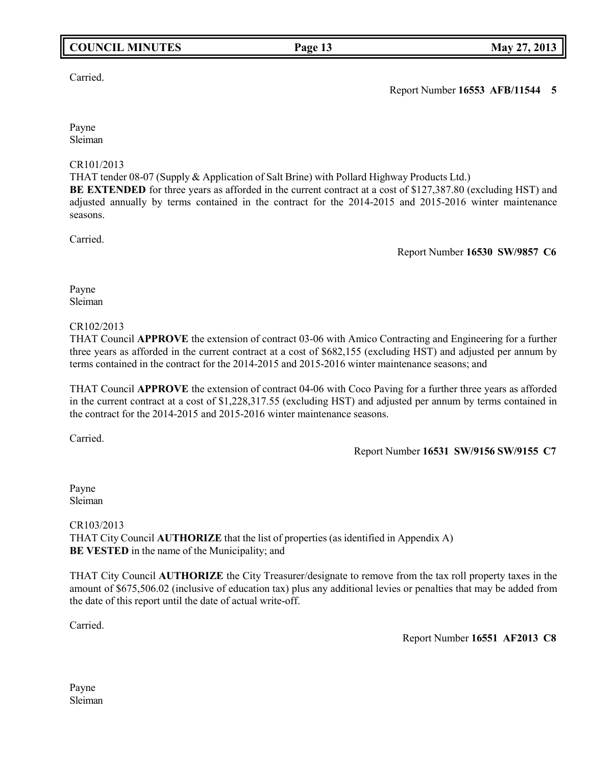Carried.

Report Number **16553 AFB/11544 5**

Payne
Sleiman

CR101/2013
THAT tender 08-07 (Supply & Application of Salt Brine) with Pollard Highway Products Ltd.)
**BE EXTENDED** for three years as afforded in the current contract at a cost of $127,387.80 (excluding HST) and adjusted annually by terms contained in the contract for the 2014-2015 and 2015-2016 winter maintenance seasons.

Carried.

Report Number **16530 SW/9857 C6**

Payne
Sleiman

CR102/2013
THAT Council **APPROVE** the extension of contract 03-06 with Amico Contracting and Engineering for a further three years as afforded in the current contract at a cost of $682,155 (excluding HST) and adjusted per annum by terms contained in the contract for the 2014-2015 and 2015-2016 winter maintenance seasons; and

THAT Council **APPROVE** the extension of contract 04-06 with Coco Paving for a further three years as afforded in the current contract at a cost of $1,228,317.55 (excluding HST) and adjusted per annum by terms contained in the contract for the 2014-2015 and 2015-2016 winter maintenance seasons.

Carried.

Report Number **16531 SW/9156 SW/9155 C7**

Payne
Sleiman

CR103/2013
THAT City Council **AUTHORIZE** that the list of properties (as identified in Appendix A)
**BE VESTED** in the name of the Municipality; and

THAT City Council **AUTHORIZE** the City Treasurer/designate to remove from the tax roll property taxes in the amount of $675,506.02 (inclusive of education tax) plus any additional levies or penalties that may be added from the date of this report until the date of actual write-off.

Carried.

Report Number **16551 AF2013 C8**

Payne
Sleiman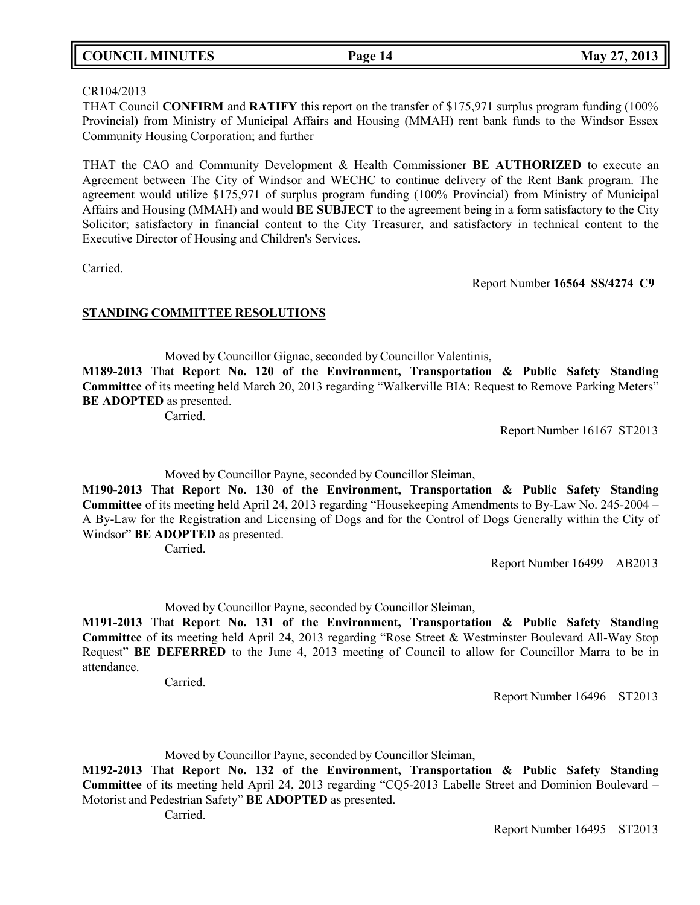CR104/2013
THAT Council **CONFIRM** and **RATIFY** this report on the transfer of $175,971 surplus program funding (100% Provincial) from Ministry of Municipal Affairs and Housing (MMAH) rent bank funds to the Windsor Essex Community Housing Corporation; and further

THAT the CAO and Community Development & Health Commissioner **BE AUTHORIZED** to execute an Agreement between The City of Windsor and WECHC to continue delivery of the Rent Bank program. The agreement would utilize $175,971 of surplus program funding (100% Provincial) from Ministry of Municipal Affairs and Housing (MMAH) and would **BE SUBJECT** to the agreement being in a form satisfactory to the City Solicitor; satisfactory in financial content to the City Treasurer, and satisfactory in technical content to the Executive Director of Housing and Children's Services.

Carried.

Report Number **16564 SS/4274 C9**

## STANDING COMMITTEE RESOLUTIONS

Moved by Councillor Gignac, seconded by Councillor Valentinis,

**M189-2013** That **Report No. 120 of the Environment, Transportation & Public Safety Standing Committee** of its meeting held March 20, 2013 regarding "Walkerville BIA: Request to Remove Parking Meters" **BE ADOPTED** as presented.

Carried.

Report Number 16167 ST2013

Moved by Councillor Payne, seconded by Councillor Sleiman,

**M190-2013** That **Report No. 130 of the Environment, Transportation & Public Safety Standing Committee** of its meeting held April 24, 2013 regarding "Housekeeping Amendments to By-Law No. 245-2004 – A By-Law for the Registration and Licensing of Dogs and for the Control of Dogs Generally within the City of Windsor" **BE ADOPTED** as presented.

Carried.

Report Number 16499 AB2013

Moved by Councillor Payne, seconded by Councillor Sleiman,

**M191-2013** That **Report No. 131 of the Environment, Transportation & Public Safety Standing Committee** of its meeting held April 24, 2013 regarding "Rose Street & Westminster Boulevard All-Way Stop Request" **BE DEFERRED** to the June 4, 2013 meeting of Council to allow for Councillor Marra to be in attendance.

Carried.

Report Number 16496 ST2013

Moved by Councillor Payne, seconded by Councillor Sleiman,

**M192-2013** That **Report No. 132 of the Environment, Transportation & Public Safety Standing Committee** of its meeting held April 24, 2013 regarding "CQ5-2013 Labelle Street and Dominion Boulevard – Motorist and Pedestrian Safety" **BE ADOPTED** as presented.

Carried.

Report Number 16495 ST2013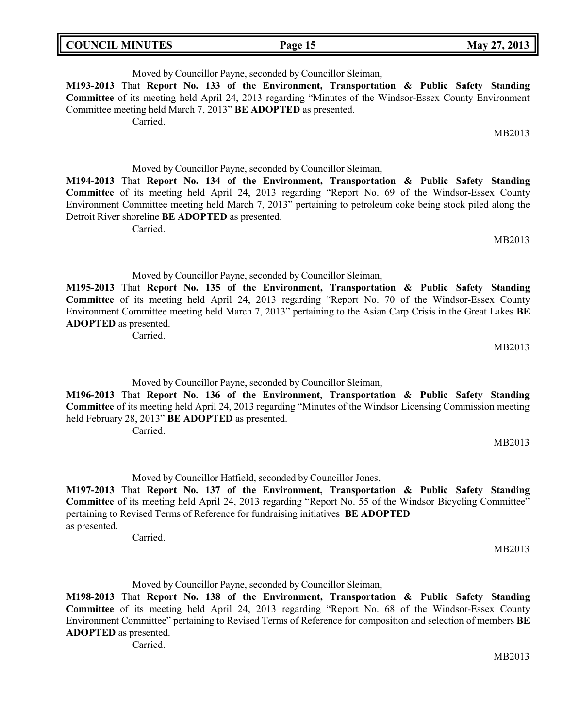Moved by Councillor Payne, seconded by Councillor Sleiman,

**M193-2013** That **Report No. 133 of the Environment, Transportation & Public Safety Standing Committee** of its meeting held April 24, 2013 regarding "Minutes of the Windsor-Essex County Environment Committee meeting held March 7, 2013" **BE ADOPTED** as presented.

Carried.

MB2013

Moved by Councillor Payne, seconded by Councillor Sleiman,

**M194-2013** That **Report No. 134 of the Environment, Transportation & Public Safety Standing Committee** of its meeting held April 24, 2013 regarding "Report No. 69 of the Windsor-Essex County Environment Committee meeting held March 7, 2013" pertaining to petroleum coke being stock piled along the Detroit River shoreline **BE ADOPTED** as presented.

Carried.

MB2013

Moved by Councillor Payne, seconded by Councillor Sleiman,

**M195-2013** That **Report No. 135 of the Environment, Transportation & Public Safety Standing Committee** of its meeting held April 24, 2013 regarding "Report No. 70 of the Windsor-Essex County Environment Committee meeting held March 7, 2013" pertaining to the Asian Carp Crisis in the Great Lakes **BE ADOPTED** as presented.

Carried.

MB2013

Moved by Councillor Payne, seconded by Councillor Sleiman,

**M196-2013** That **Report No. 136 of the Environment, Transportation & Public Safety Standing Committee** of its meeting held April 24, 2013 regarding "Minutes of the Windsor Licensing Commission meeting held February 28, 2013" **BE ADOPTED** as presented.

Carried.

MB2013

Moved by Councillor Hatfield, seconded by Councillor Jones,

**M197-2013** That **Report No. 137 of the Environment, Transportation & Public Safety Standing Committee** of its meeting held April 24, 2013 regarding "Report No. 55 of the Windsor Bicycling Committee" pertaining to Revised Terms of Reference for fundraising initiatives **BE ADOPTED** as presented.

Carried.

MB2013

Moved by Councillor Payne, seconded by Councillor Sleiman,

**M198-2013** That **Report No. 138 of the Environment, Transportation & Public Safety Standing Committee** of its meeting held April 24, 2013 regarding "Report No. 68 of the Windsor-Essex County Environment Committee" pertaining to Revised Terms of Reference for composition and selection of members **BE ADOPTED** as presented.

Carried.

MB2013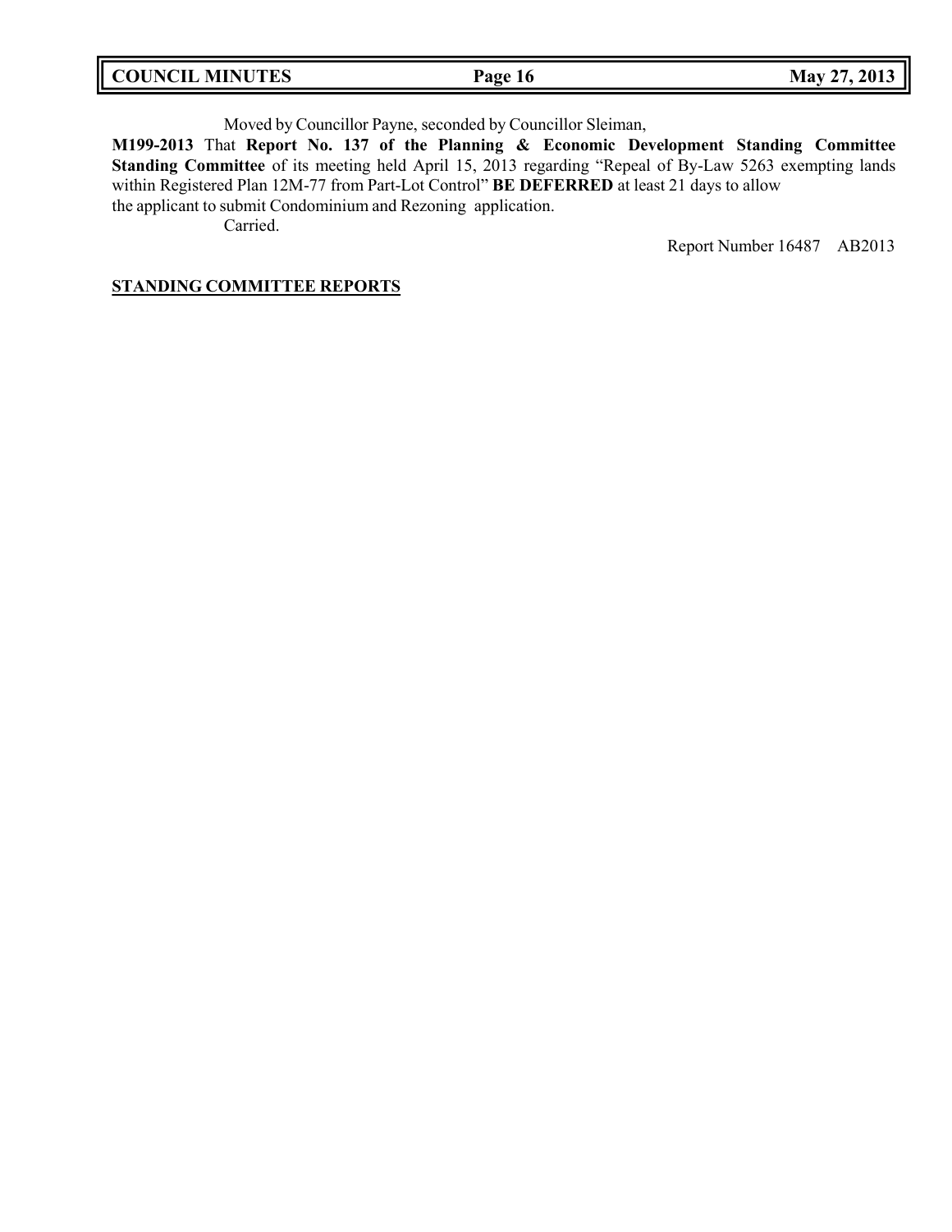Moved by Councillor Payne, seconded by Councillor Sleiman,

**M199-2013** That **Report No. 137 of the Planning & Economic Development Standing Committee Standing Committee** of its meeting held April 15, 2013 regarding "Repeal of By-Law 5263 exempting lands within Registered Plan 12M-77 from Part-Lot Control" **BE DEFERRED** at least 21 days to allow the applicant to submit Condominium and Rezoning application.

Carried.

Report Number 16487 AB2013

**STANDING COMMITTEE REPORTS**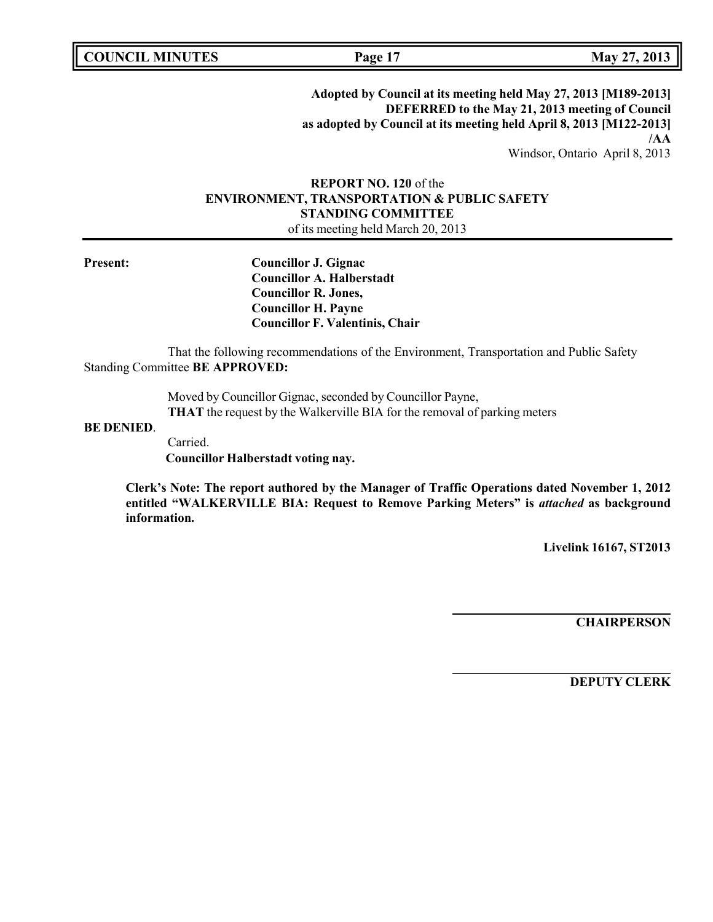**Adopted by Council at its meeting held May 27, 2013 [M189-2013]**
**DEFERRED to the May 21, 2013 meeting of Council**
**as adopted by Council at its meeting held April 8, 2013 [M122-2013]**
**/AA**
Windsor, Ontario April 8, 2013

**REPORT NO. 120** of the
**ENVIRONMENT, TRANSPORTATION & PUBLIC SAFETY STANDING COMMITTEE**
of its meeting held March 20, 2013

**Present:**

**Councillor J. Gignac**
**Councillor A. Halberstadt**
**Councillor R. Jones,**
**Councillor H. Payne**
**Councillor F. Valentinis, Chair**

That the following recommendations of the Environment, Transportation and Public Safety Standing Committee **BE APPROVED:**

Moved by Councillor Gignac, seconded by Councillor Payne,
**THAT** the request by the Walkerville BIA for the removal of parking meters **BE DENIED**.
Carried.
**Councillor Halberstadt voting nay.**

**Clerk's Note: The report authored by the Manager of Traffic Operations dated November 1, 2012 entitled "WALKERVILLE BIA: Request to Remove Parking Meters" is *attached* as background information.**

**Livelink 16167, ST2013**

**CHAIRPERSON**

**DEPUTY CLERK**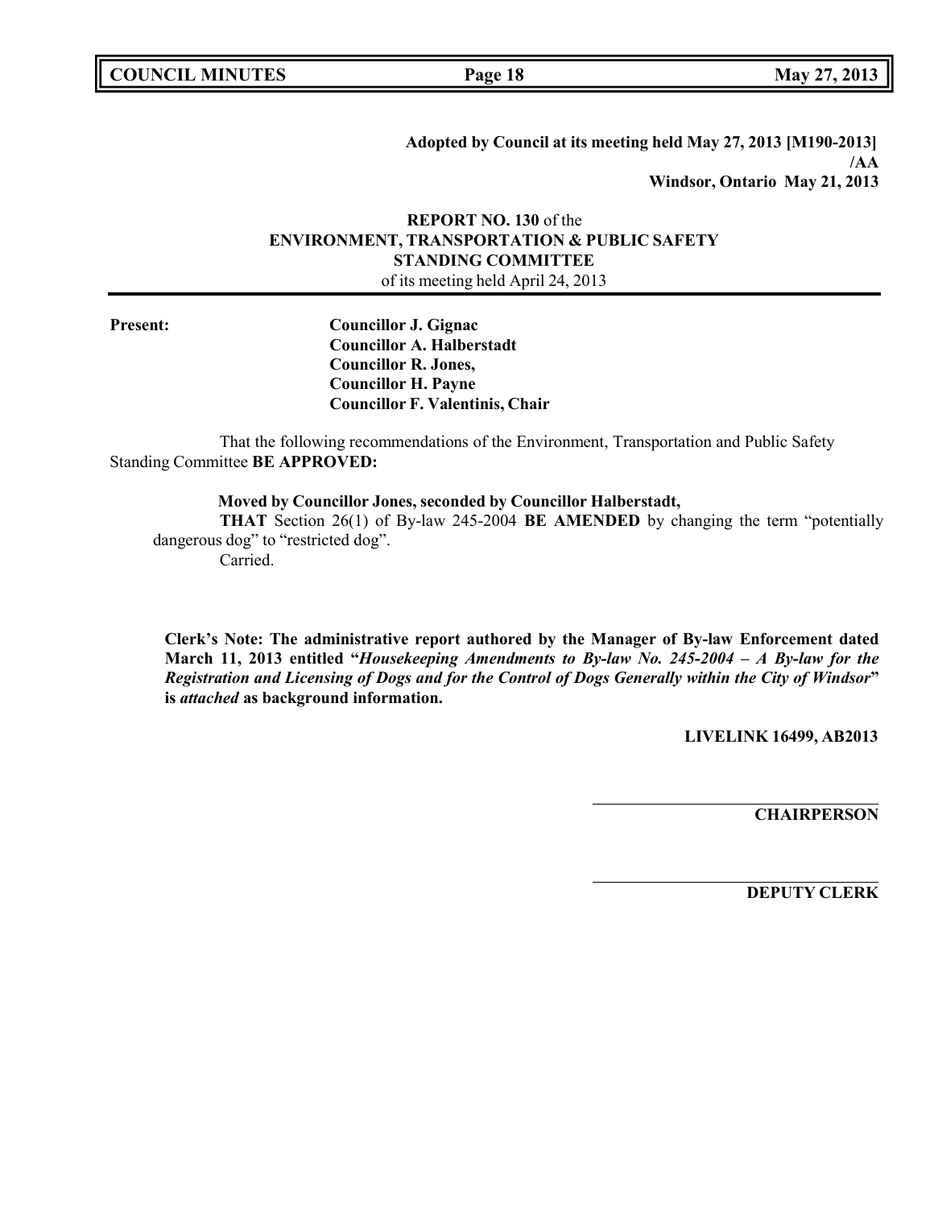**Adopted by Council at its meeting held May 27, 2013 [M190-2013]**
**/AA**
**Windsor, Ontario May 21, 2013**

**REPORT NO. 130** of the
**ENVIRONMENT, TRANSPORTATION & PUBLIC SAFETY STANDING COMMITTEE**
of its meeting held April 24, 2013

**Present:**
**Councillor J. Gignac**
**Councillor A. Halberstadt**
**Councillor R. Jones,**
**Councillor H. Payne**
**Councillor F. Valentinis, Chair**

That the following recommendations of the Environment, Transportation and Public Safety Standing Committee **BE APPROVED:**

**Moved by Councillor Jones, seconded by Councillor Halberstadt,**

**THAT** Section 26(1) of By-law 245-2004 **BE AMENDED** by changing the term "potentially dangerous dog" to "restricted dog".

Carried.

**Clerk's Note: The administrative report authored by the Manager of By-law Enforcement dated March 11, 2013 entitled "*Housekeeping Amendments to By-law No. 245-2004 – A By-law for the Registration and Licensing of Dogs and for the Control of Dogs Generally within the City of Windsor*" is *attached* as background information.**

**LIVELINK 16499, AB2013**

**CHAIRPERSON**

**DEPUTY CLERK**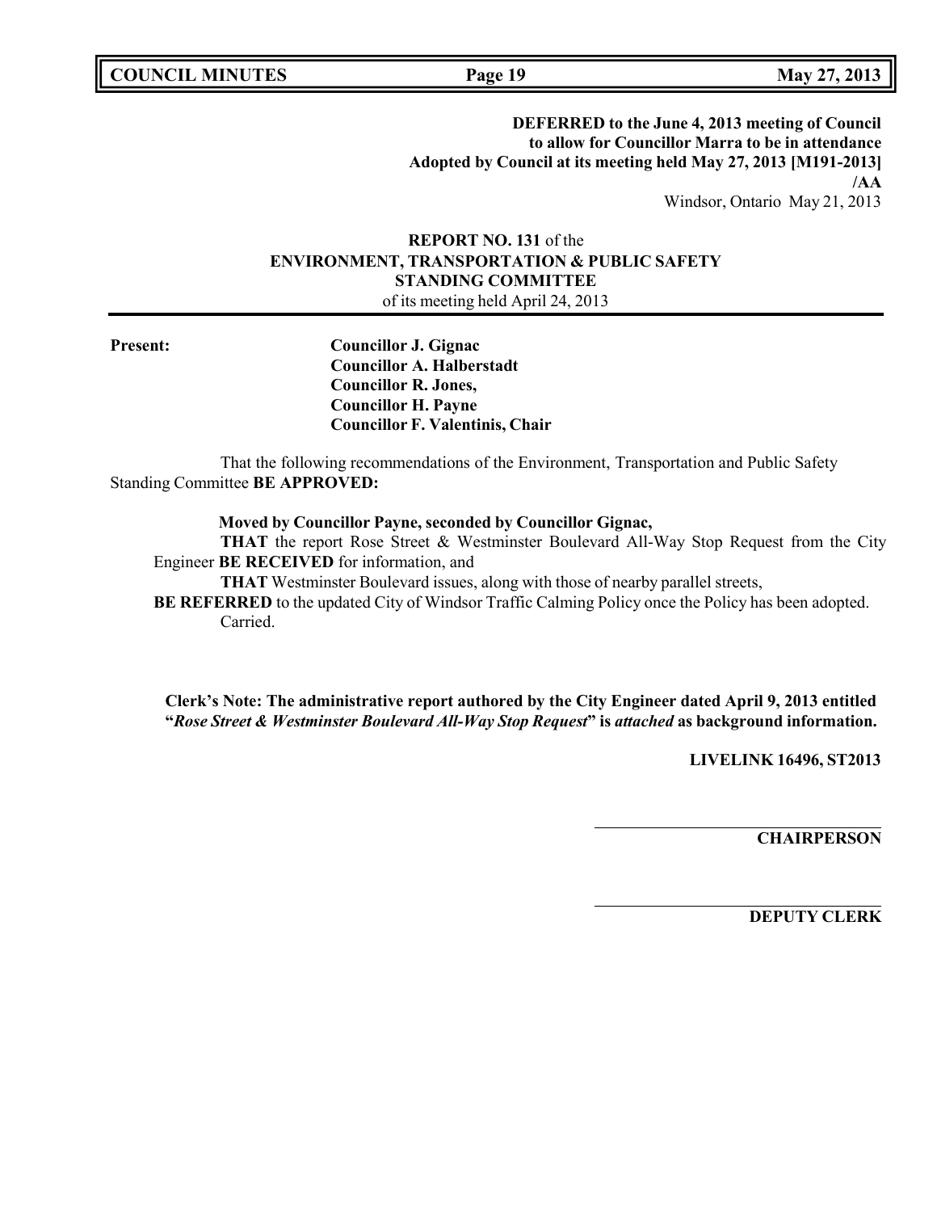**DEFERRED to the June 4, 2013 meeting of Council to allow for Councillor Marra to be in attendance**
**Adopted by Council at its meeting held May 27, 2013 [M191-2013]**
**/AA**
Windsor, Ontario May 21, 2013

**REPORT NO. 131** of the
**ENVIRONMENT, TRANSPORTATION & PUBLIC SAFETY STANDING COMMITTEE**
of its meeting held April 24, 2013

**Present:**

**Councillor J. Gignac**
**Councillor A. Halberstadt**
**Councillor R. Jones,**
**Councillor H. Payne**
**Councillor F. Valentinis, Chair**

That the following recommendations of the Environment, Transportation and Public Safety Standing Committee **BE APPROVED:**

**Moved by Councillor Payne, seconded by Councillor Gignac,**

**THAT** the report Rose Street & Westminster Boulevard All-Way Stop Request from the City Engineer **BE RECEIVED** for information, and

**THAT** Westminster Boulevard issues, along with those of nearby parallel streets, **BE REFERRED** to the updated City of Windsor Traffic Calming Policy once the Policy has been adopted.

Carried.

**Clerk's Note: The administrative report authored by the City Engineer dated April 9, 2013 entitled "*Rose Street & Westminster Boulevard All-Way Stop Request*" is *attached* as background information.**

**LIVELINK 16496, ST2013**

**CHAIRPERSON**

**DEPUTY CLERK**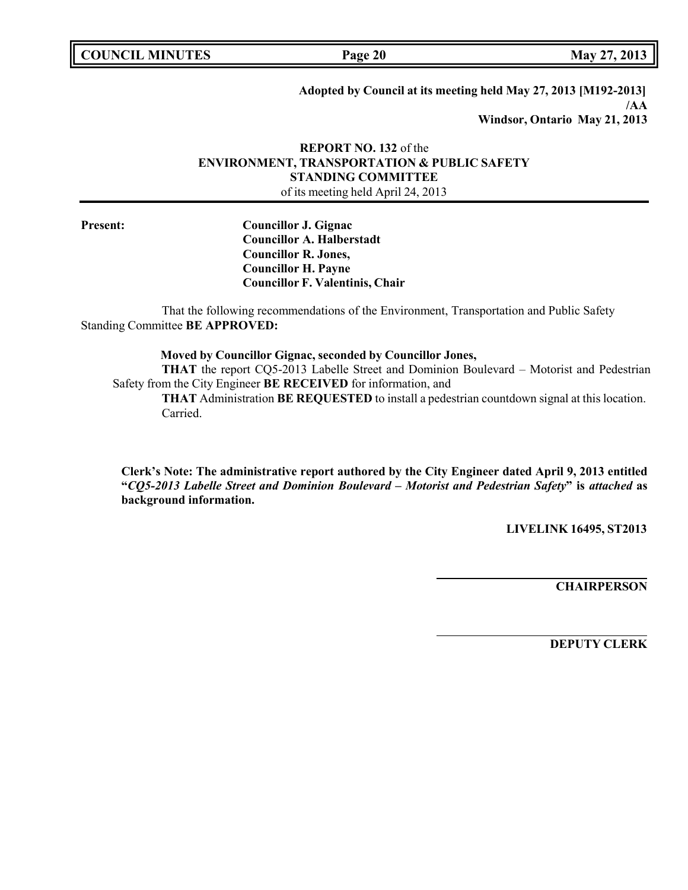**Adopted by Council at its meeting held May 27, 2013 [M192-2013]**
**/AA**
**Windsor, Ontario May 21, 2013**

**REPORT NO. 132** of the
**ENVIRONMENT, TRANSPORTATION & PUBLIC SAFETY STANDING COMMITTEE**
of its meeting held April 24, 2013

**Present:**
**Councillor J. Gignac**
**Councillor A. Halberstadt**
**Councillor R. Jones,**
**Councillor H. Payne**
**Councillor F. Valentinis, Chair**

That the following recommendations of the Environment, Transportation and Public Safety Standing Committee **BE APPROVED:**

**Moved by Councillor Gignac, seconded by Councillor Jones,**

**THAT** the report CQ5-2013 Labelle Street and Dominion Boulevard – Motorist and Pedestrian Safety from the City Engineer **BE RECEIVED** for information, and

**THAT** Administration **BE REQUESTED** to install a pedestrian countdown signal at this location.
Carried.

**Clerk's Note: The administrative report authored by the City Engineer dated April 9, 2013 entitled "*CQ5-2013 Labelle Street and Dominion Boulevard – Motorist and Pedestrian Safety*" is *attached* as background information.**

**LIVELINK 16495, ST2013**

**CHAIRPERSON**

**DEPUTY CLERK**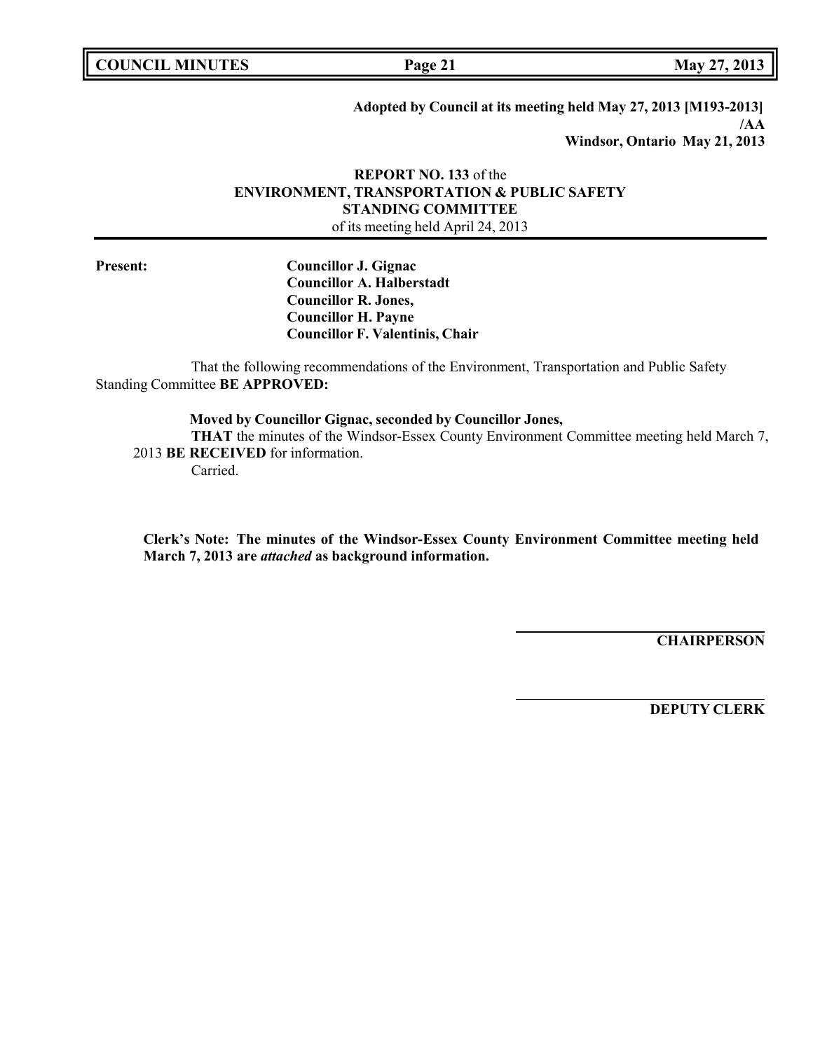**Adopted by Council at its meeting held May 27, 2013 [M193-2013]**
**/AA**
**Windsor, Ontario May 21, 2013**

**REPORT NO. 133** of the
**ENVIRONMENT, TRANSPORTATION & PUBLIC SAFETY STANDING COMMITTEE**
of its meeting held April 24, 2013

---

**Present:**

**Councillor J. Gignac**
**Councillor A. Halberstadt**
**Councillor R. Jones,**
**Councillor H. Payne**
**Councillor F. Valentinis, Chair**

That the following recommendations of the Environment, Transportation and Public Safety Standing Committee **BE APPROVED:**

**Moved by Councillor Gignac, seconded by Councillor Jones,**
**THAT** the minutes of the Windsor-Essex County Environment Committee meeting held March 7, 2013 **BE RECEIVED** for information.
Carried.

**Clerk's Note: The minutes of the Windsor-Essex County Environment Committee meeting held March 7, 2013 are *attached* as background information.**

**CHAIRPERSON**

**DEPUTY CLERK**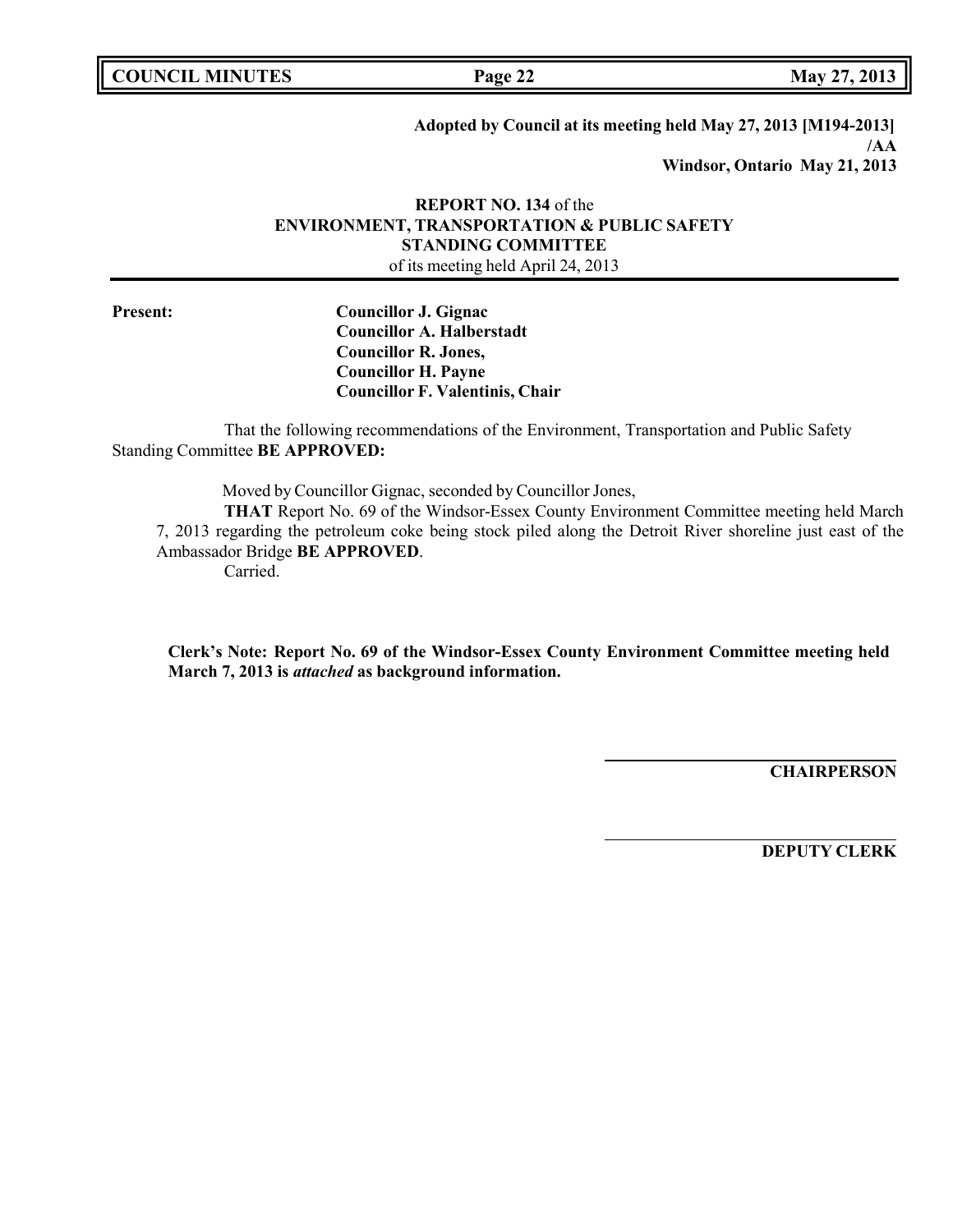**Adopted by Council at its meeting held May 27, 2013 [M194-2013]**
**/AA**
**Windsor, Ontario May 21, 2013**

**REPORT NO. 134** of the
**ENVIRONMENT, TRANSPORTATION & PUBLIC SAFETY STANDING COMMITTEE**
of its meeting held April 24, 2013

**Present:**

**Councillor J. Gignac**
**Councillor A. Halberstadt**
**Councillor R. Jones,**
**Councillor H. Payne**
**Councillor F. Valentinis, Chair**

That the following recommendations of the Environment, Transportation and Public Safety Standing Committee **BE APPROVED:**

Moved by Councillor Gignac, seconded by Councillor Jones,

**THAT** Report No. 69 of the Windsor-Essex County Environment Committee meeting held March 7, 2013 regarding the petroleum coke being stock piled along the Detroit River shoreline just east of the Ambassador Bridge **BE APPROVED**.

Carried.

**Clerk's Note: Report No. 69 of the Windsor-Essex County Environment Committee meeting held March 7, 2013 is *attached* as background information.**

**CHAIRPERSON**

**DEPUTY CLERK**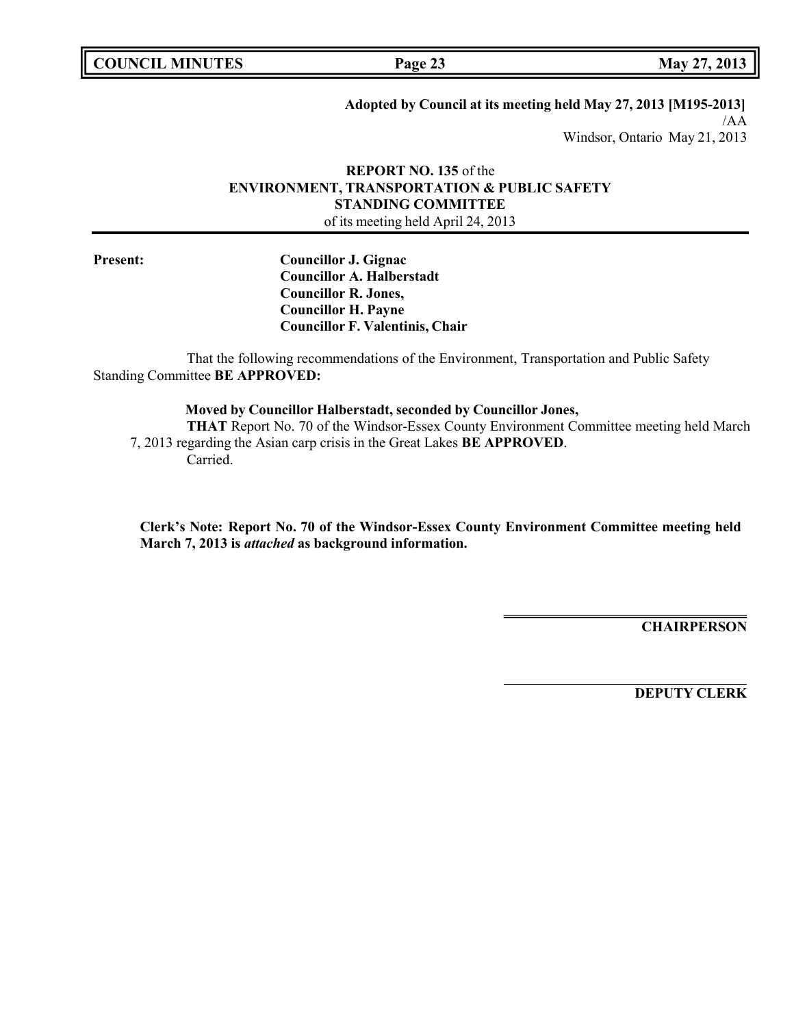**Adopted by Council at its meeting held May 27, 2013 [M195-2013]**
/AA
Windsor, Ontario May 21, 2013

**REPORT NO. 135** of the
**ENVIRONMENT, TRANSPORTATION & PUBLIC SAFETY STANDING COMMITTEE**
of its meeting held April 24, 2013

**Present:**
**Councillor J. Gignac**
**Councillor A. Halberstadt**
**Councillor R. Jones,**
**Councillor H. Payne**
**Councillor F. Valentinis, Chair**

That the following recommendations of the Environment, Transportation and Public Safety Standing Committee **BE APPROVED:**

**Moved by Councillor Halberstadt, seconded by Councillor Jones,**
**THAT** Report No. 70 of the Windsor-Essex County Environment Committee meeting held March 7, 2013 regarding the Asian carp crisis in the Great Lakes **BE APPROVED**.
Carried.

**Clerk's Note: Report No. 70 of the Windsor-Essex County Environment Committee meeting held March 7, 2013 is *attached* as background information.**

**CHAIRPERSON**

**DEPUTY CLERK**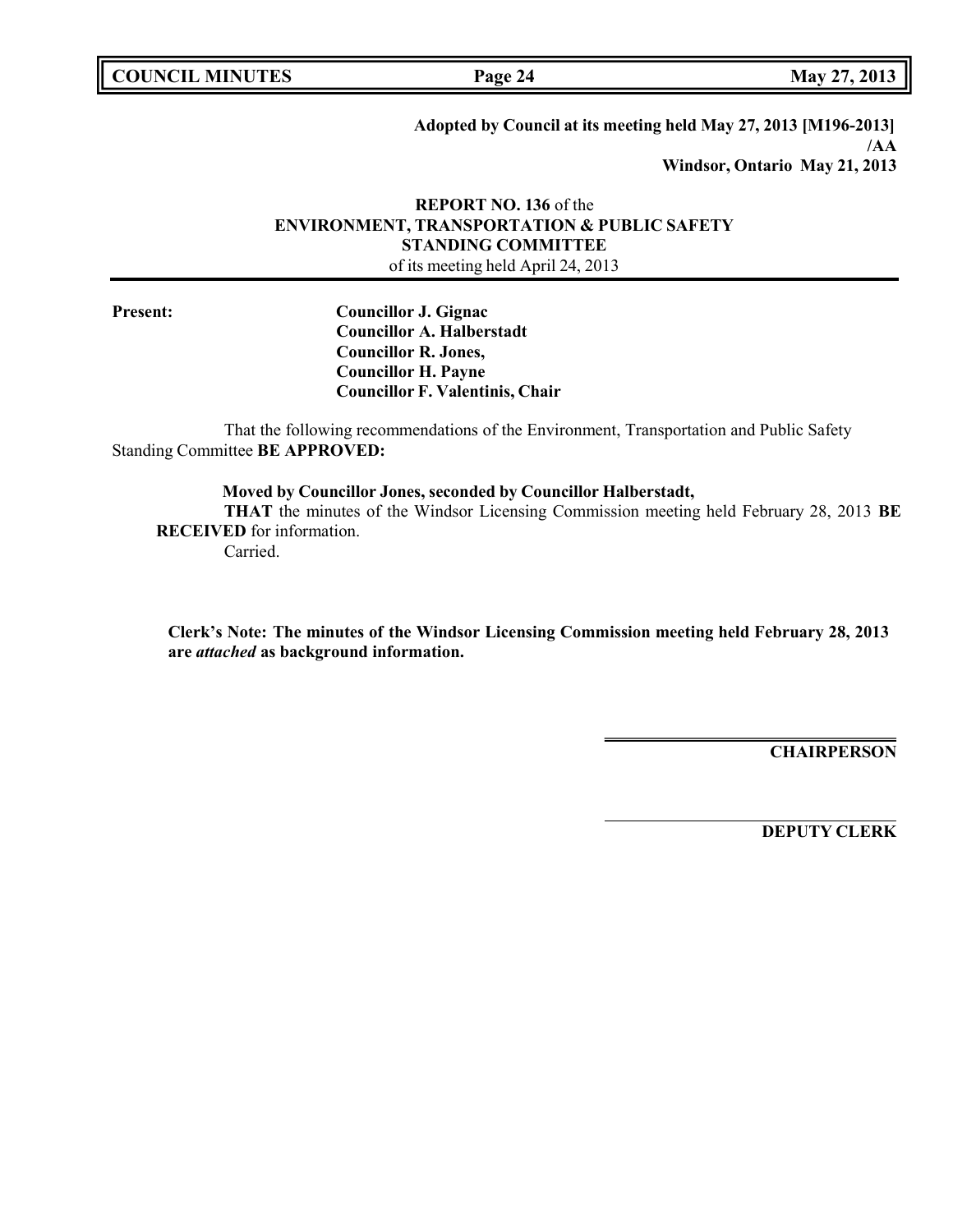**Adopted by Council at its meeting held May 27, 2013 [M196-2013]**
**/AA**
**Windsor, Ontario May 21, 2013**

**REPORT NO. 136** of the
**ENVIRONMENT, TRANSPORTATION & PUBLIC SAFETY STANDING COMMITTEE**
of its meeting held April 24, 2013

---

**Present:**

**Councillor J. Gignac**
**Councillor A. Halberstadt**
**Councillor R. Jones,**
**Councillor H. Payne**
**Councillor F. Valentinis, Chair**

That the following recommendations of the Environment, Transportation and Public Safety Standing Committee **BE APPROVED:**

**Moved by Councillor Jones, seconded by Councillor Halberstadt,**
**THAT** the minutes of the Windsor Licensing Commission meeting held February 28, 2013 **BE RECEIVED** for information.
Carried.

**Clerk's Note: The minutes of the Windsor Licensing Commission meeting held February 28, 2013 are *attached* as background information.**

**CHAIRPERSON**

**DEPUTY CLERK**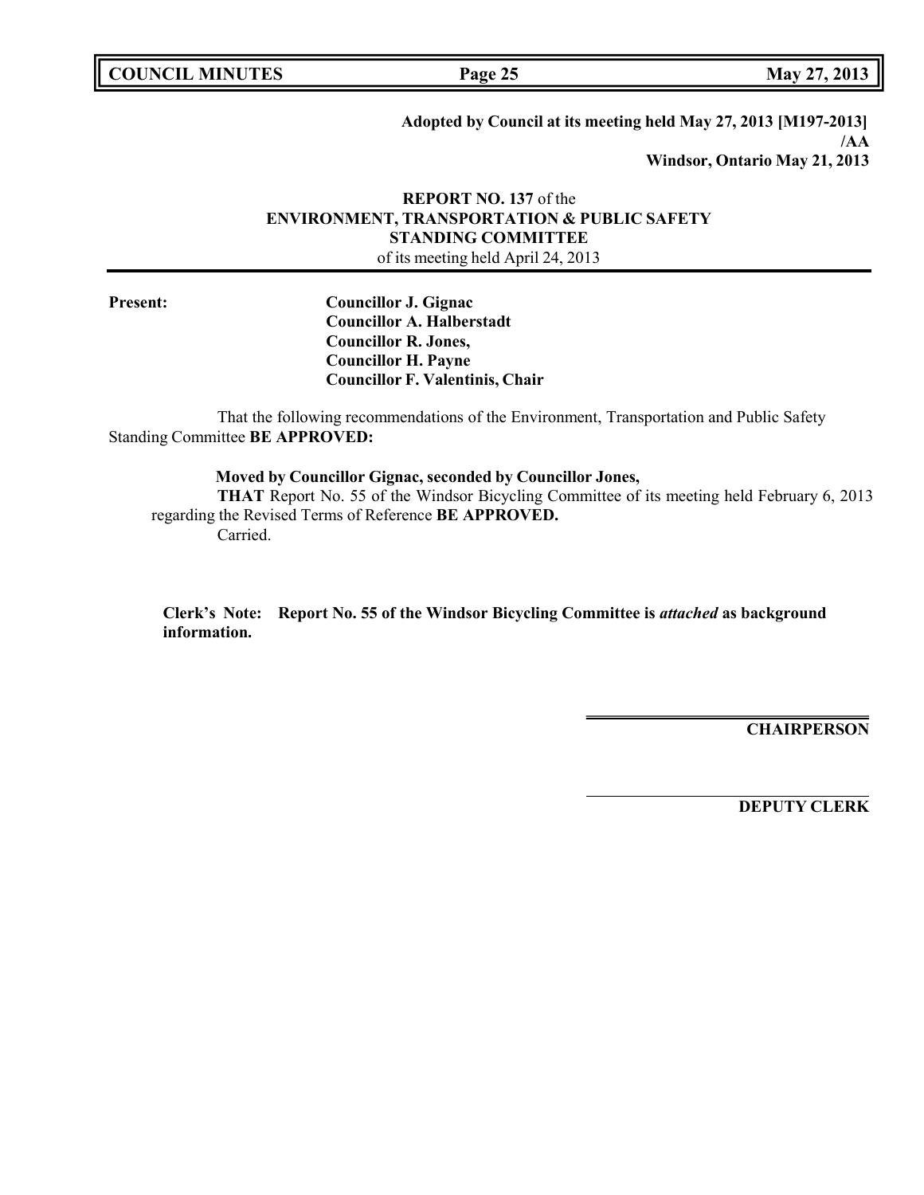**Adopted by Council at its meeting held May 27, 2013 [M197-2013]**
**/AA**
**Windsor, Ontario May 21, 2013**

**REPORT NO. 137** of the
**ENVIRONMENT, TRANSPORTATION & PUBLIC SAFETY**
**STANDING COMMITTEE**
of its meeting held April 24, 2013

**Present:**

**Councillor J. Gignac**
**Councillor A. Halberstadt**
**Councillor R. Jones,**
**Councillor H. Payne**
**Councillor F. Valentinis, Chair**

That the following recommendations of the Environment, Transportation and Public Safety Standing Committee **BE APPROVED:**

**Moved by Councillor Gignac, seconded by Councillor Jones,**
**THAT** Report No. 55 of the Windsor Bicycling Committee of its meeting held February 6, 2013 regarding the Revised Terms of Reference **BE APPROVED.**
Carried.

**Clerk's Note: Report No. 55 of the Windsor Bicycling Committee is *attached* as background information.**

**CHAIRPERSON**

**DEPUTY CLERK**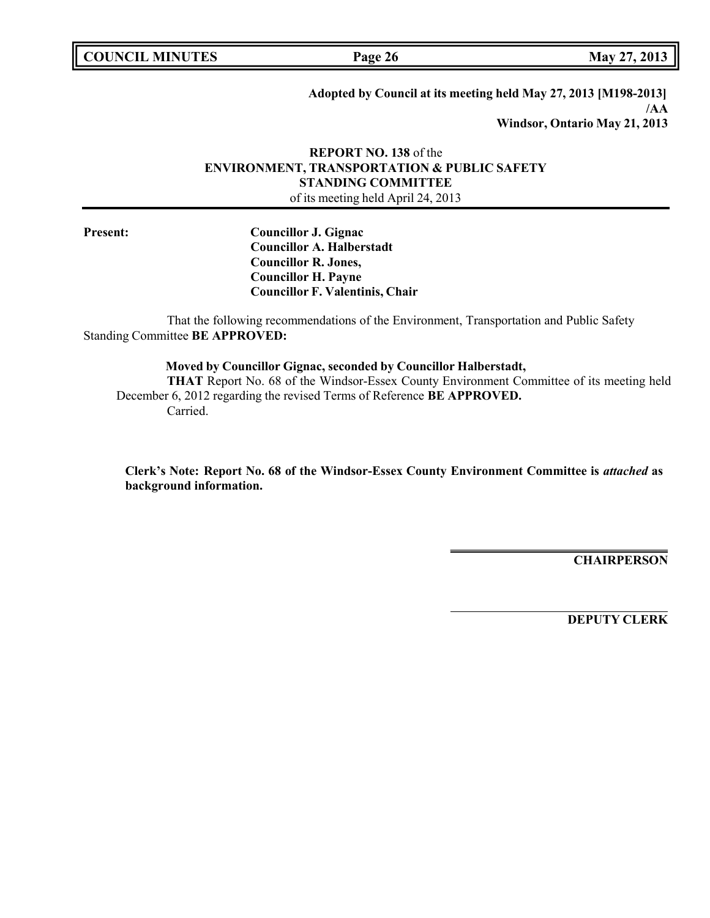**Adopted by Council at its meeting held May 27, 2013 [M198-2013]**
**/AA**
**Windsor, Ontario May 21, 2013**

**REPORT NO. 138** of the
**ENVIRONMENT, TRANSPORTATION & PUBLIC SAFETY STANDING COMMITTEE**
of its meeting held April 24, 2013

**Present:**
**Councillor J. Gignac**
**Councillor A. Halberstadt**
**Councillor R. Jones,**
**Councillor H. Payne**
**Councillor F. Valentinis, Chair**

That the following recommendations of the Environment, Transportation and Public Safety Standing Committee **BE APPROVED:**

**Moved by Councillor Gignac, seconded by Councillor Halberstadt,**
**THAT** Report No. 68 of the Windsor-Essex County Environment Committee of its meeting held December 6, 2012 regarding the revised Terms of Reference **BE APPROVED.**
Carried.

**Clerk's Note: Report No. 68 of the Windsor-Essex County Environment Committee is *attached* as background information.**

**CHAIRPERSON**

**DEPUTY CLERK**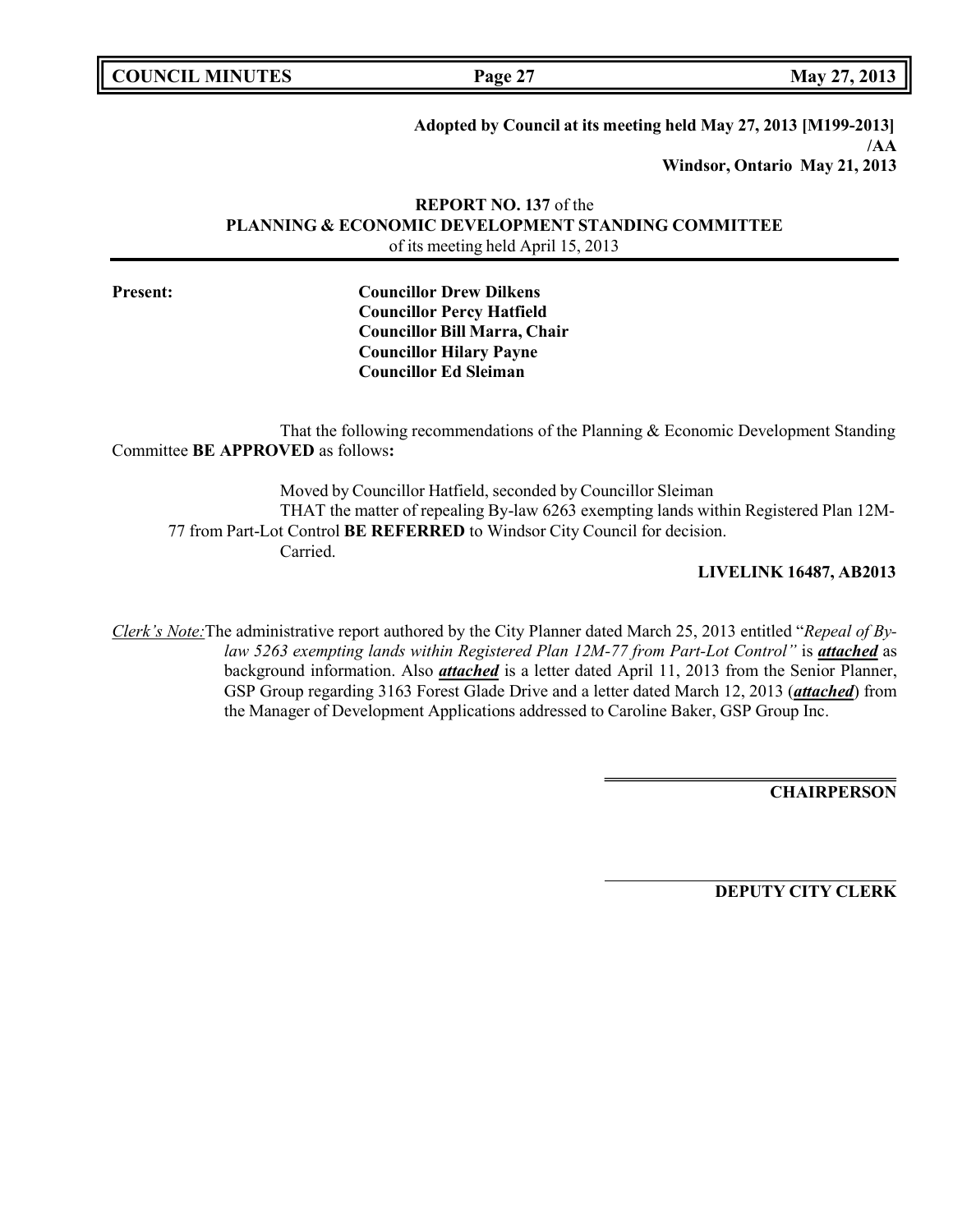**Adopted by Council at its meeting held May 27, 2013 [M199-2013]**
**/AA**
**Windsor, Ontario May 21, 2013**

**REPORT NO. 137** of the
**PLANNING & ECONOMIC DEVELOPMENT STANDING COMMITTEE**
of its meeting held April 15, 2013

**Present:**

**Councillor Drew Dilkens**
**Councillor Percy Hatfield**
**Councillor Bill Marra, Chair**
**Councillor Hilary Payne**
**Councillor Ed Sleiman**

That the following recommendations of the Planning & Economic Development Standing Committee **BE APPROVED** as follows**:**

Moved by Councillor Hatfield, seconded by Councillor Sleiman
THAT the matter of repealing By-law 6263 exempting lands within Registered Plan 12M-77 from Part-Lot Control **BE REFERRED** to Windsor City Council for decision.
Carried.

**LIVELINK 16487, AB2013**

*Clerk's Note:* The administrative report authored by the City Planner dated March 25, 2013 entitled "*Repeal of By-law 5263 exempting lands within Registered Plan 12M-77 from Part-Lot Control"* is ***attached*** as background information. Also ***attached*** is a letter dated April 11, 2013 from the Senior Planner, GSP Group regarding 3163 Forest Glade Drive and a letter dated March 12, 2013 (***attached***) from the Manager of Development Applications addressed to Caroline Baker, GSP Group Inc.

**CHAIRPERSON**

**DEPUTY CITY CLERK**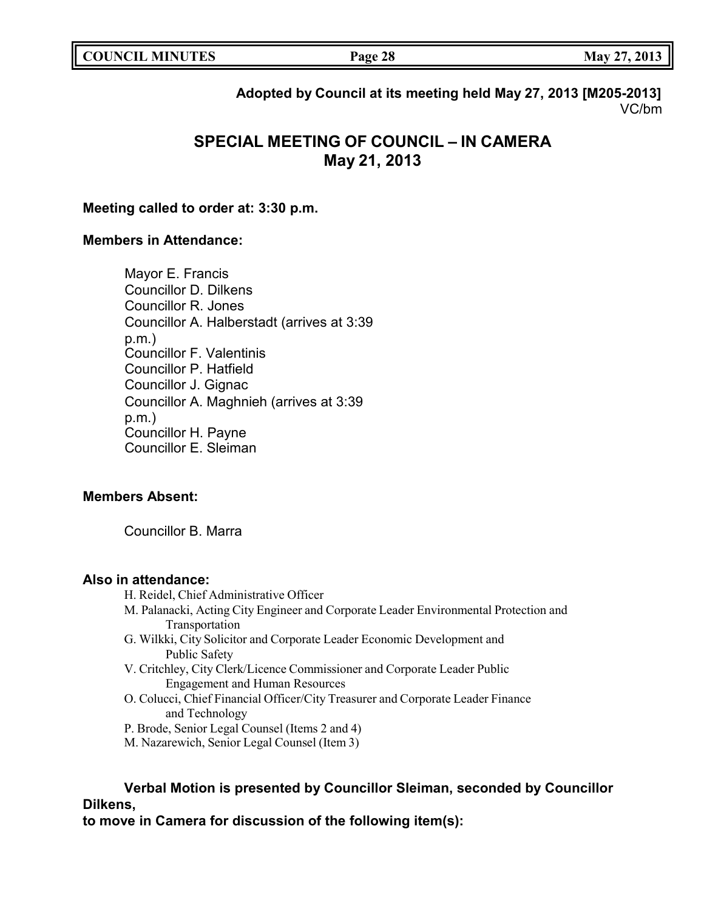**Adopted by Council at its meeting held May 27, 2013 [M205-2013]**
VC/bm

# SPECIAL MEETING OF COUNCIL – IN CAMERA
# May 21, 2013

**Meeting called to order at: 3:30 p.m.**

**Members in Attendance:**

Mayor E. Francis
Councillor D. Dilkens
Councillor R. Jones
Councillor A. Halberstadt (arrives at 3:39 p.m.)
Councillor F. Valentinis
Councillor P. Hatfield
Councillor J. Gignac
Councillor A. Maghnieh (arrives at 3:39 p.m.)
Councillor H. Payne
Councillor E. Sleiman

**Members Absent:**

Councillor B. Marra

**Also in attendance:**

H. Reidel, Chief Administrative Officer
M. Palanacki, Acting City Engineer and Corporate Leader Environmental Protection and Transportation
G. Wilkki, City Solicitor and Corporate Leader Economic Development and Public Safety
V. Critchley, City Clerk/Licence Commissioner and Corporate Leader Public Engagement and Human Resources
O. Colucci, Chief Financial Officer/City Treasurer and Corporate Leader Finance and Technology
P. Brode, Senior Legal Counsel (Items 2 and 4)
M. Nazarewich, Senior Legal Counsel (Item 3)

**Verbal Motion is presented by Councillor Sleiman, seconded by Councillor Dilkens, to move in Camera for discussion of the following item(s):**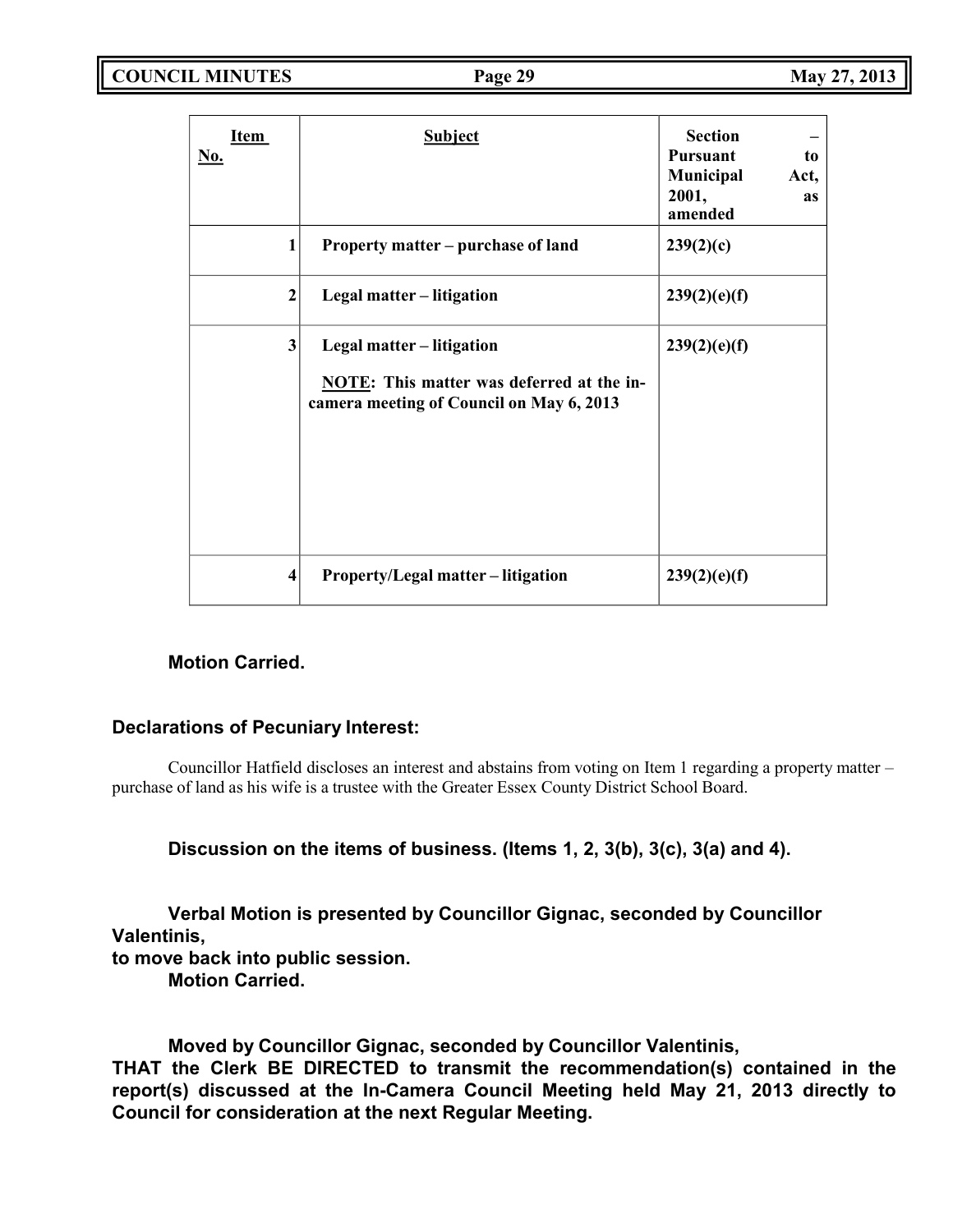| Item No. | Subject | Section – Pursuant to Municipal Act, 2001, as amended |
|---|---|---|
| 1 | **Property matter – purchase of land** | **239(2)(c)** |
| 2 | **Legal matter – litigation** | **239(2)(e)(f)** |
| 3 | **Legal matter – litigation**<br><br>**NOTE: This matter was deferred at the in-camera meeting of Council on May 6, 2013** | **239(2)(e)(f)** |
| 4 | **Property/Legal matter – litigation** | **239(2)(e)(f)** |

**Motion Carried.**

**Declarations of Pecuniary Interest:**

Councillor Hatfield discloses an interest and abstains from voting on Item 1 regarding a property matter – purchase of land as his wife is a trustee with the Greater Essex County District School Board.

**Discussion on the items of business. (Items 1, 2, 3(b), 3(c), 3(a) and 4).**

**Verbal Motion is presented by Councillor Gignac, seconded by Councillor Valentinis,**
**to move back into public session.**
**Motion Carried.**

**Moved by Councillor Gignac, seconded by Councillor Valentinis,**
**THAT the Clerk BE DIRECTED to transmit the recommendation(s) contained in the report(s) discussed at the In-Camera Council Meeting held May 21, 2013 directly to Council for consideration at the next Regular Meeting.**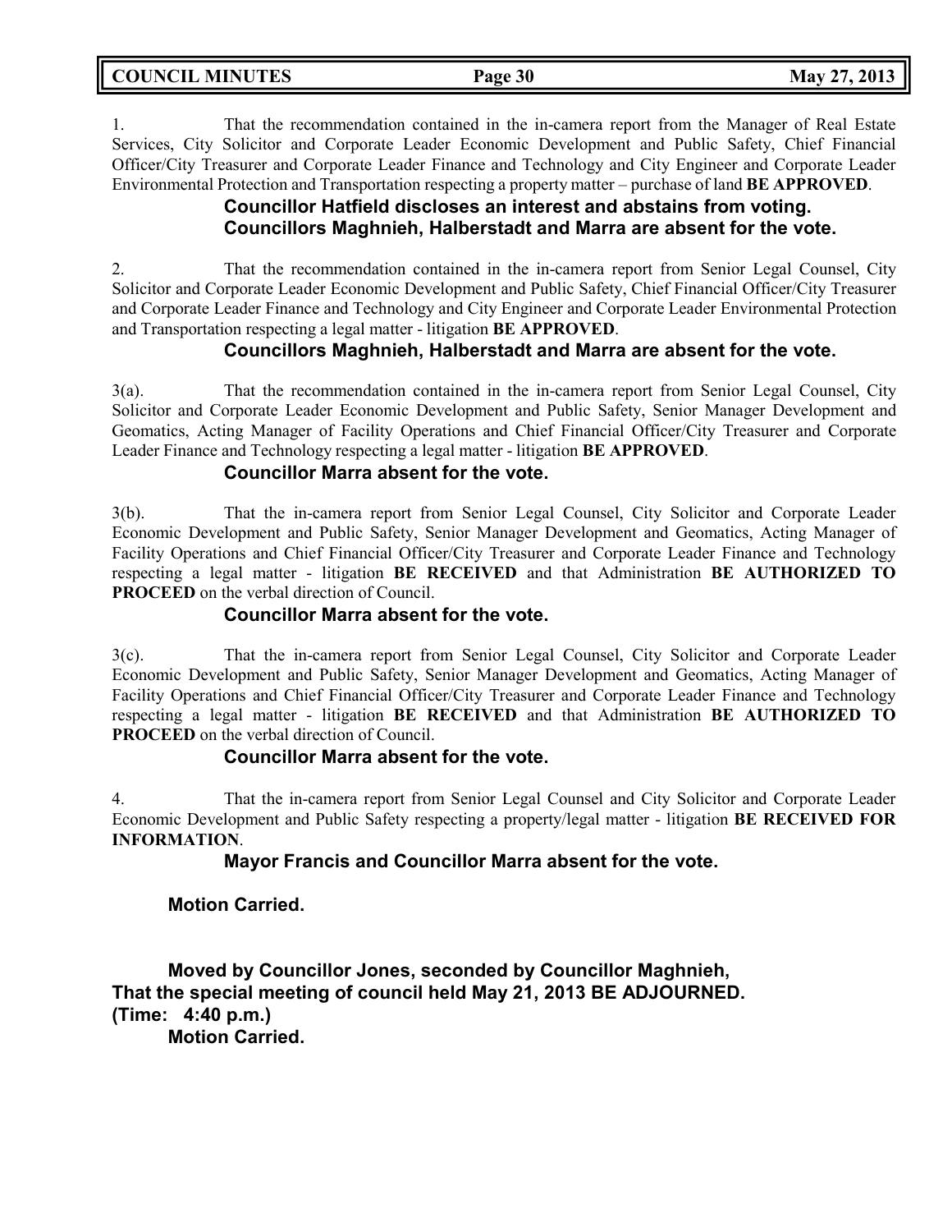1. That the recommendation contained in the in-camera report from the Manager of Real Estate Services, City Solicitor and Corporate Leader Economic Development and Public Safety, Chief Financial Officer/City Treasurer and Corporate Leader Finance and Technology and City Engineer and Corporate Leader Environmental Protection and Transportation respecting a property matter – purchase of land **BE APPROVED**.

**Councillor Hatfield discloses an interest and abstains from voting.**
**Councillors Maghnieh, Halberstadt and Marra are absent for the vote.**

2. That the recommendation contained in the in-camera report from Senior Legal Counsel, City Solicitor and Corporate Leader Economic Development and Public Safety, Chief Financial Officer/City Treasurer and Corporate Leader Finance and Technology and City Engineer and Corporate Leader Environmental Protection and Transportation respecting a legal matter - litigation **BE APPROVED**.

**Councillors Maghnieh, Halberstadt and Marra are absent for the vote.**

3(a). That the recommendation contained in the in-camera report from Senior Legal Counsel, City Solicitor and Corporate Leader Economic Development and Public Safety, Senior Manager Development and Geomatics, Acting Manager of Facility Operations and Chief Financial Officer/City Treasurer and Corporate Leader Finance and Technology respecting a legal matter - litigation **BE APPROVED**.

**Councillor Marra absent for the vote.**

3(b). That the in-camera report from Senior Legal Counsel, City Solicitor and Corporate Leader Economic Development and Public Safety, Senior Manager Development and Geomatics, Acting Manager of Facility Operations and Chief Financial Officer/City Treasurer and Corporate Leader Finance and Technology respecting a legal matter - litigation **BE RECEIVED** and that Administration **BE AUTHORIZED TO PROCEED** on the verbal direction of Council.

**Councillor Marra absent for the vote.**

3(c). That the in-camera report from Senior Legal Counsel, City Solicitor and Corporate Leader Economic Development and Public Safety, Senior Manager Development and Geomatics, Acting Manager of Facility Operations and Chief Financial Officer/City Treasurer and Corporate Leader Finance and Technology respecting a legal matter - litigation **BE RECEIVED** and that Administration **BE AUTHORIZED TO PROCEED** on the verbal direction of Council.

**Councillor Marra absent for the vote.**

4. That the in-camera report from Senior Legal Counsel and City Solicitor and Corporate Leader Economic Development and Public Safety respecting a property/legal matter - litigation **BE RECEIVED FOR INFORMATION**.

**Mayor Francis and Councillor Marra absent for the vote.**

**Motion Carried.**

**Moved by Councillor Jones, seconded by Councillor Maghnieh,**
**That the special meeting of council held May 21, 2013 BE ADJOURNED.**
**(Time: 4:40 p.m.)**
**Motion Carried.**